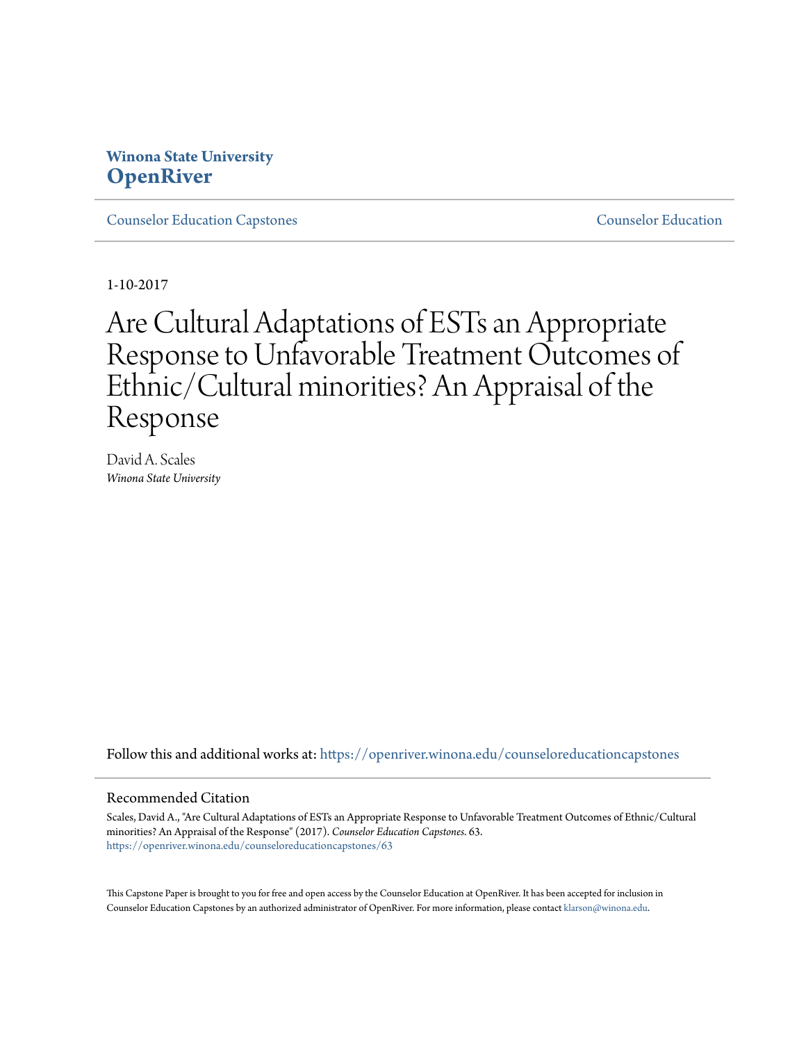Winona State University
**OpenRiver**

Counselor Education Capstones | Counselor Education

1-10-2017

# Are Cultural Adaptations of ESTs an Appropriate Response to Unfavorable Treatment Outcomes of Ethnic/Cultural minorities? An Appraisal of the Response

David A. Scales
*Winona State University*

Follow this and additional works at: https://openriver.winona.edu/counseloreducationcapstones

## Recommended Citation

Scales, David A., "Are Cultural Adaptations of ESTs an Appropriate Response to Unfavorable Treatment Outcomes of Ethnic/Cultural minorities? An Appraisal of the Response" (2017). *Counselor Education Capstones*. 63.
https://openriver.winona.edu/counseloreducationcapstones/63

This Capstone Paper is brought to you for free and open access by the Counselor Education at OpenRiver. It has been accepted for inclusion in Counselor Education Capstones by an authorized administrator of OpenRiver. For more information, please contact klarson@winona.edu.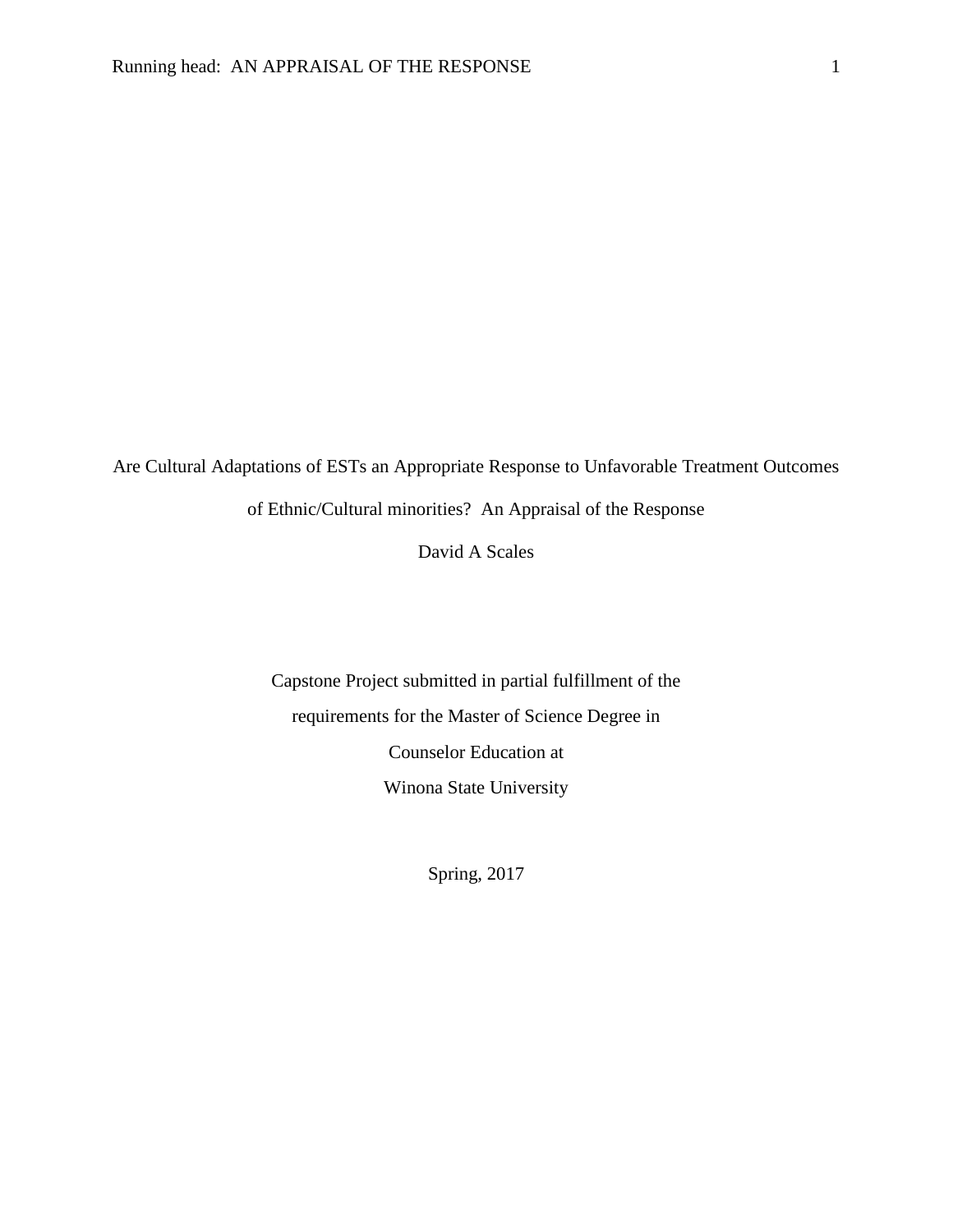Are Cultural Adaptations of ESTs an Appropriate Response to Unfavorable Treatment Outcomes of Ethnic/Cultural minorities? An Appraisal of the Response

David A Scales

Capstone Project submitted in partial fulfillment of the

requirements for the Master of Science Degree in

Counselor Education at

Winona State University

Spring, 2017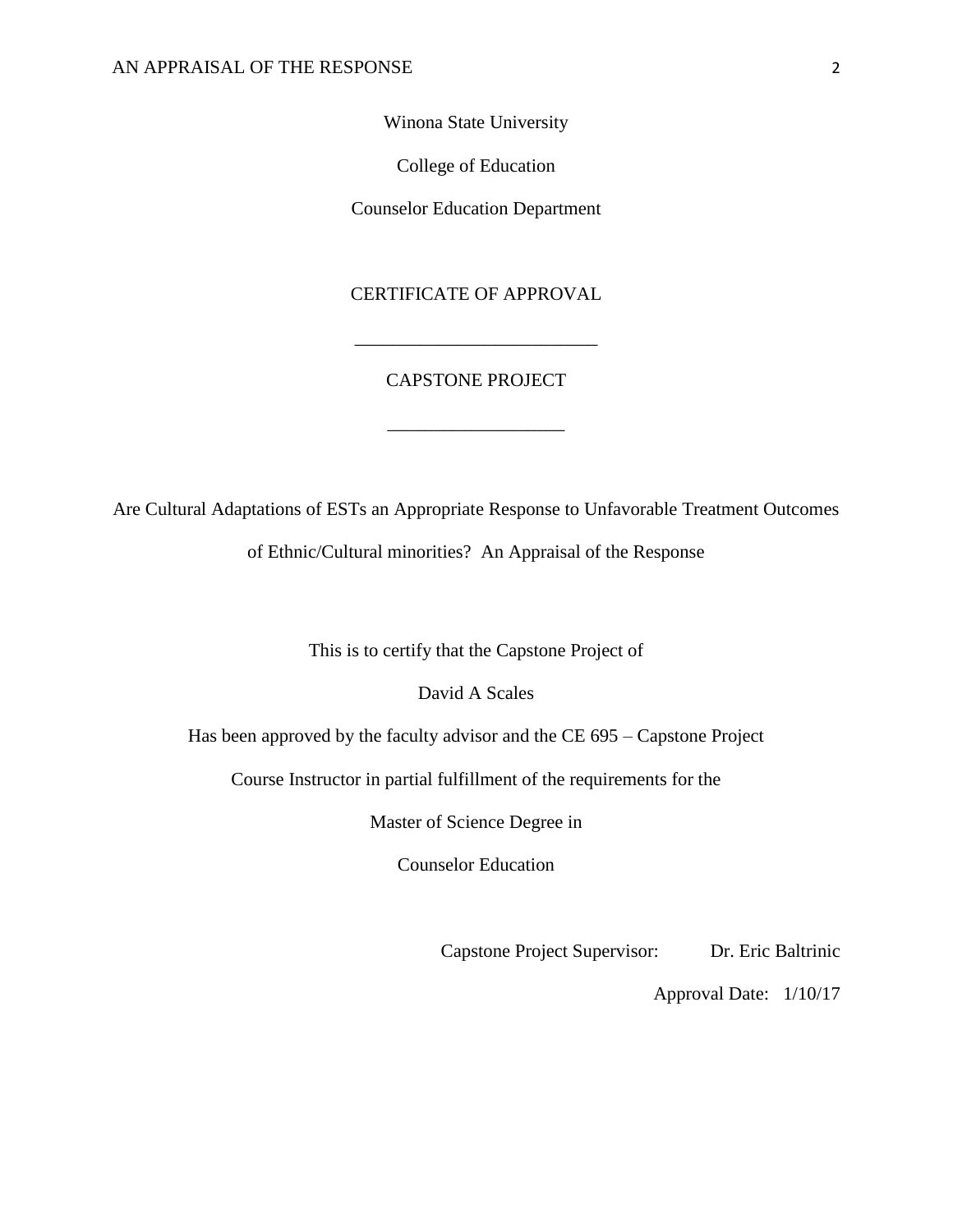Winona State University

College of Education

Counselor Education Department

CERTIFICATE OF APPROVAL

\_\_\_\_\_\_\_\_\_\_\_\_\_\_\_\_\_\_\_\_\_\_\_\_\_\_

CAPSTONE PROJECT

\_\_\_\_\_\_\_\_\_\_\_\_\_\_\_\_\_\_\_

Are Cultural Adaptations of ESTs an Appropriate Response to Unfavorable Treatment Outcomes of Ethnic/Cultural minorities? An Appraisal of the Response

This is to certify that the Capstone Project of

David A Scales

Has been approved by the faculty advisor and the CE 695 – Capstone Project

Course Instructor in partial fulfillment of the requirements for the

Master of Science Degree in

Counselor Education

Capstone Project Supervisor: Dr. Eric Baltrinic

Approval Date: 1/10/17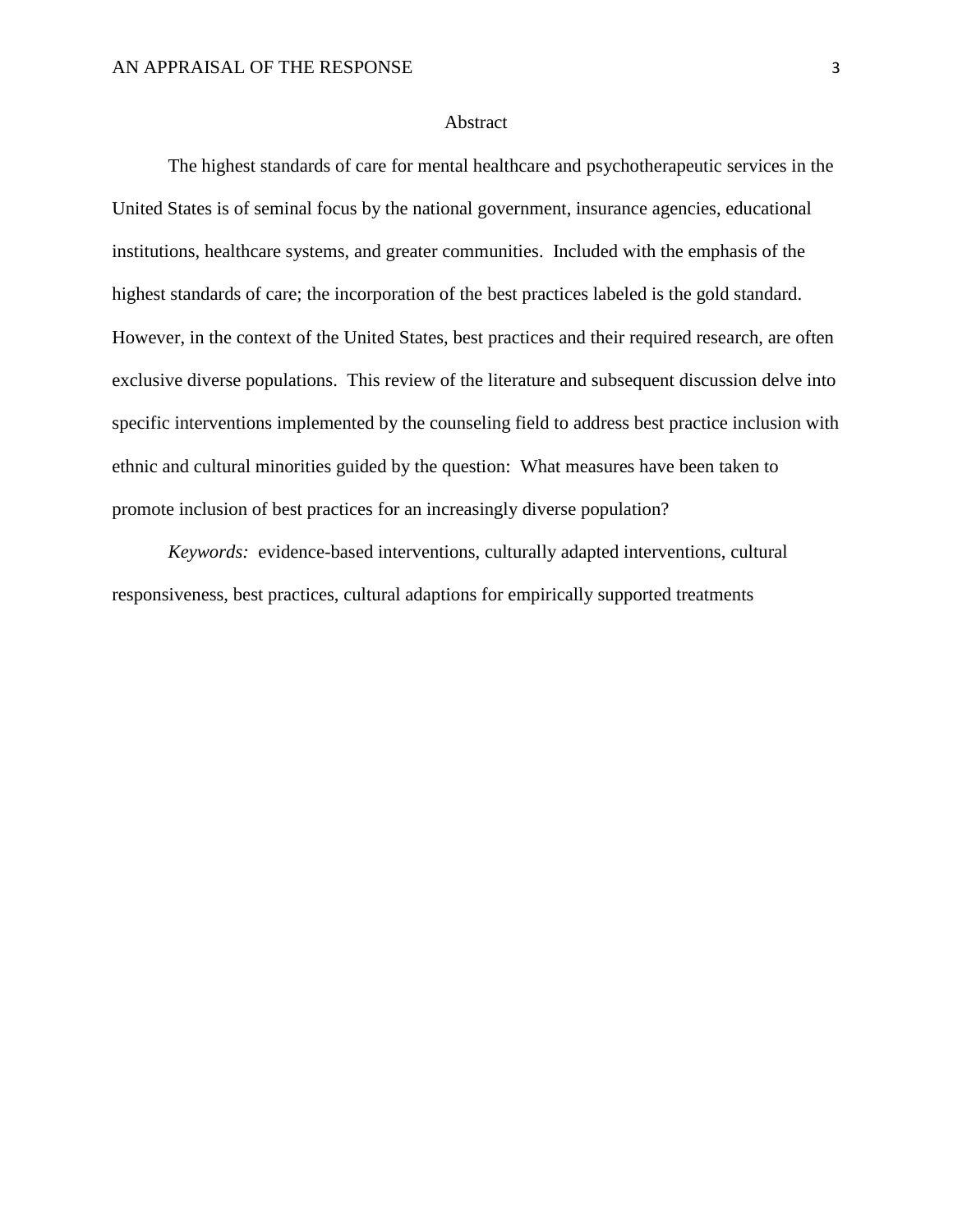# Abstract

The highest standards of care for mental healthcare and psychotherapeutic services in the United States is of seminal focus by the national government, insurance agencies, educational institutions, healthcare systems, and greater communities. Included with the emphasis of the highest standards of care; the incorporation of the best practices labeled is the gold standard. However, in the context of the United States, best practices and their required research, are often exclusive diverse populations. This review of the literature and subsequent discussion delve into specific interventions implemented by the counseling field to address best practice inclusion with ethnic and cultural minorities guided by the question: What measures have been taken to promote inclusion of best practices for an increasingly diverse population?

*Keywords:* evidence-based interventions, culturally adapted interventions, cultural responsiveness, best practices, cultural adaptions for empirically supported treatments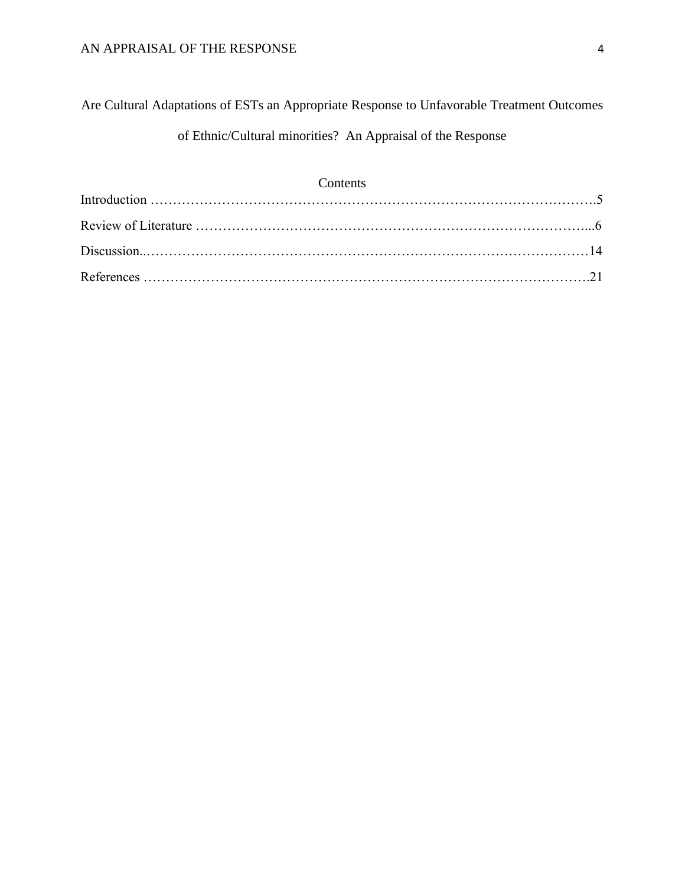# Are Cultural Adaptations of ESTs an Appropriate Response to Unfavorable Treatment Outcomes of Ethnic/Cultural minorities? An Appraisal of the Response

## Contents

Introduction ……………………………………………………………………………………….5

Review of Literature ……………………………………………………………………………...6

Discussion..………………………………………………………………………………………14

References ……………………………………………………………………………………….21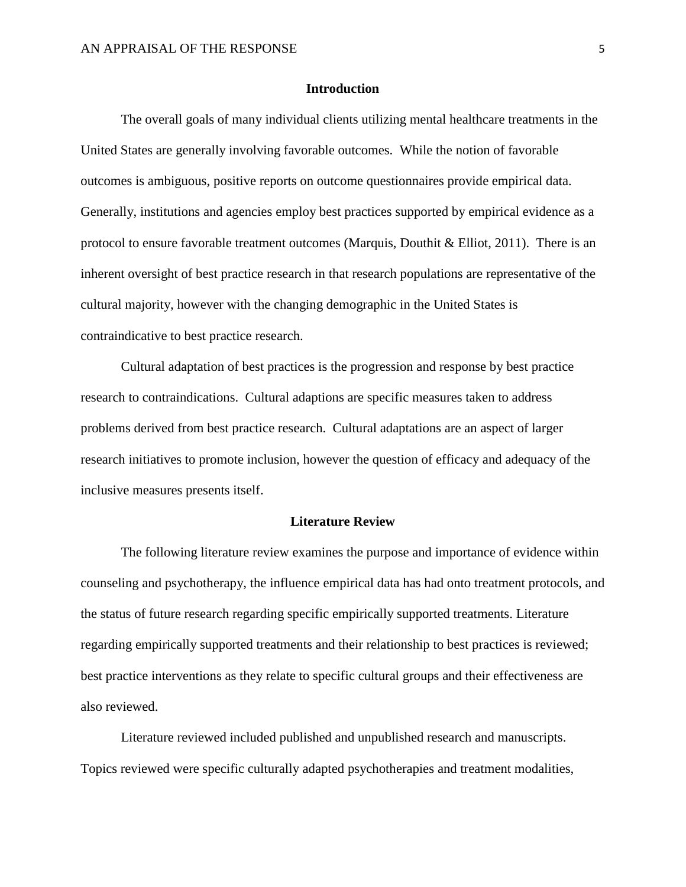## Introduction

The overall goals of many individual clients utilizing mental healthcare treatments in the United States are generally involving favorable outcomes. While the notion of favorable outcomes is ambiguous, positive reports on outcome questionnaires provide empirical data. Generally, institutions and agencies employ best practices supported by empirical evidence as a protocol to ensure favorable treatment outcomes (Marquis, Douthit & Elliot, 2011). There is an inherent oversight of best practice research in that research populations are representative of the cultural majority, however with the changing demographic in the United States is contraindicative to best practice research.

Cultural adaptation of best practices is the progression and response by best practice research to contraindications. Cultural adaptions are specific measures taken to address problems derived from best practice research. Cultural adaptations are an aspect of larger research initiatives to promote inclusion, however the question of efficacy and adequacy of the inclusive measures presents itself.

## Literature Review

The following literature review examines the purpose and importance of evidence within counseling and psychotherapy, the influence empirical data has had onto treatment protocols, and the status of future research regarding specific empirically supported treatments. Literature regarding empirically supported treatments and their relationship to best practices is reviewed; best practice interventions as they relate to specific cultural groups and their effectiveness are also reviewed.

Literature reviewed included published and unpublished research and manuscripts. Topics reviewed were specific culturally adapted psychotherapies and treatment modalities,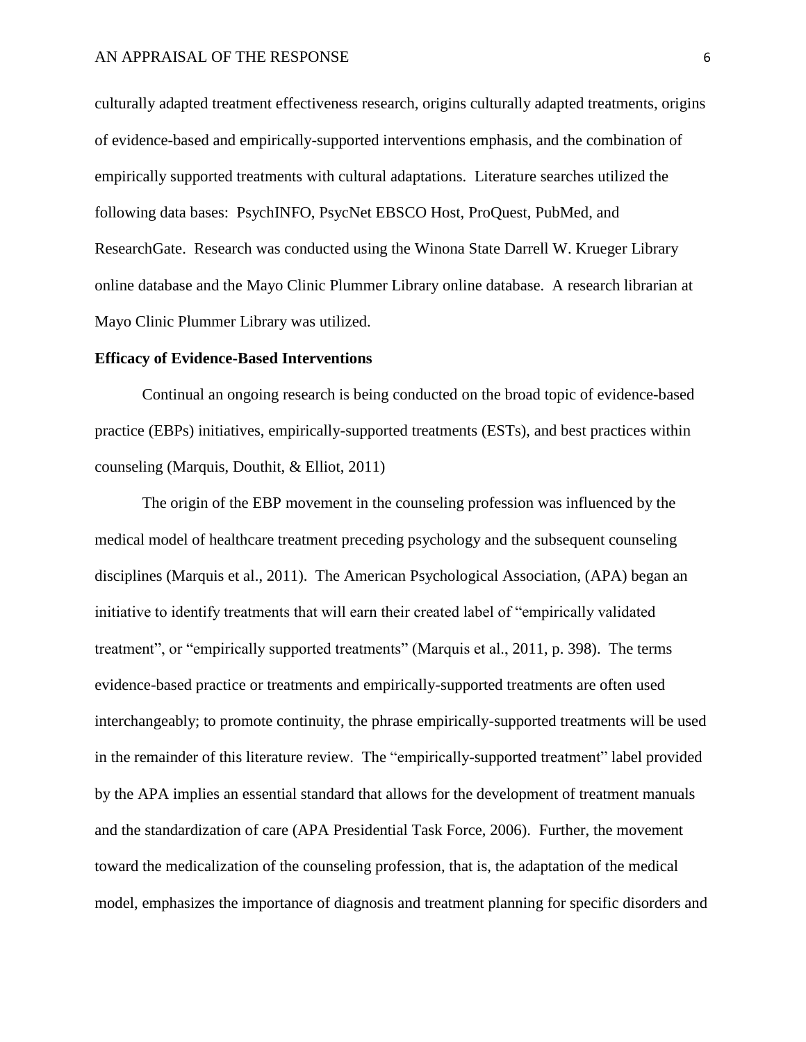culturally adapted treatment effectiveness research, origins culturally adapted treatments, origins of evidence-based and empirically-supported interventions emphasis, and the combination of empirically supported treatments with cultural adaptations. Literature searches utilized the following data bases: PsychINFO, PsycNet EBSCO Host, ProQuest, PubMed, and ResearchGate. Research was conducted using the Winona State Darrell W. Krueger Library online database and the Mayo Clinic Plummer Library online database. A research librarian at Mayo Clinic Plummer Library was utilized.

**Efficacy of Evidence-Based Interventions**

Continual an ongoing research is being conducted on the broad topic of evidence-based practice (EBPs) initiatives, empirically-supported treatments (ESTs), and best practices within counseling (Marquis, Douthit, & Elliot, 2011)

The origin of the EBP movement in the counseling profession was influenced by the medical model of healthcare treatment preceding psychology and the subsequent counseling disciplines (Marquis et al., 2011). The American Psychological Association, (APA) began an initiative to identify treatments that will earn their created label of "empirically validated treatment", or "empirically supported treatments" (Marquis et al., 2011, p. 398). The terms evidence-based practice or treatments and empirically-supported treatments are often used interchangeably; to promote continuity, the phrase empirically-supported treatments will be used in the remainder of this literature review. The "empirically-supported treatment" label provided by the APA implies an essential standard that allows for the development of treatment manuals and the standardization of care (APA Presidential Task Force, 2006). Further, the movement toward the medicalization of the counseling profession, that is, the adaptation of the medical model, emphasizes the importance of diagnosis and treatment planning for specific disorders and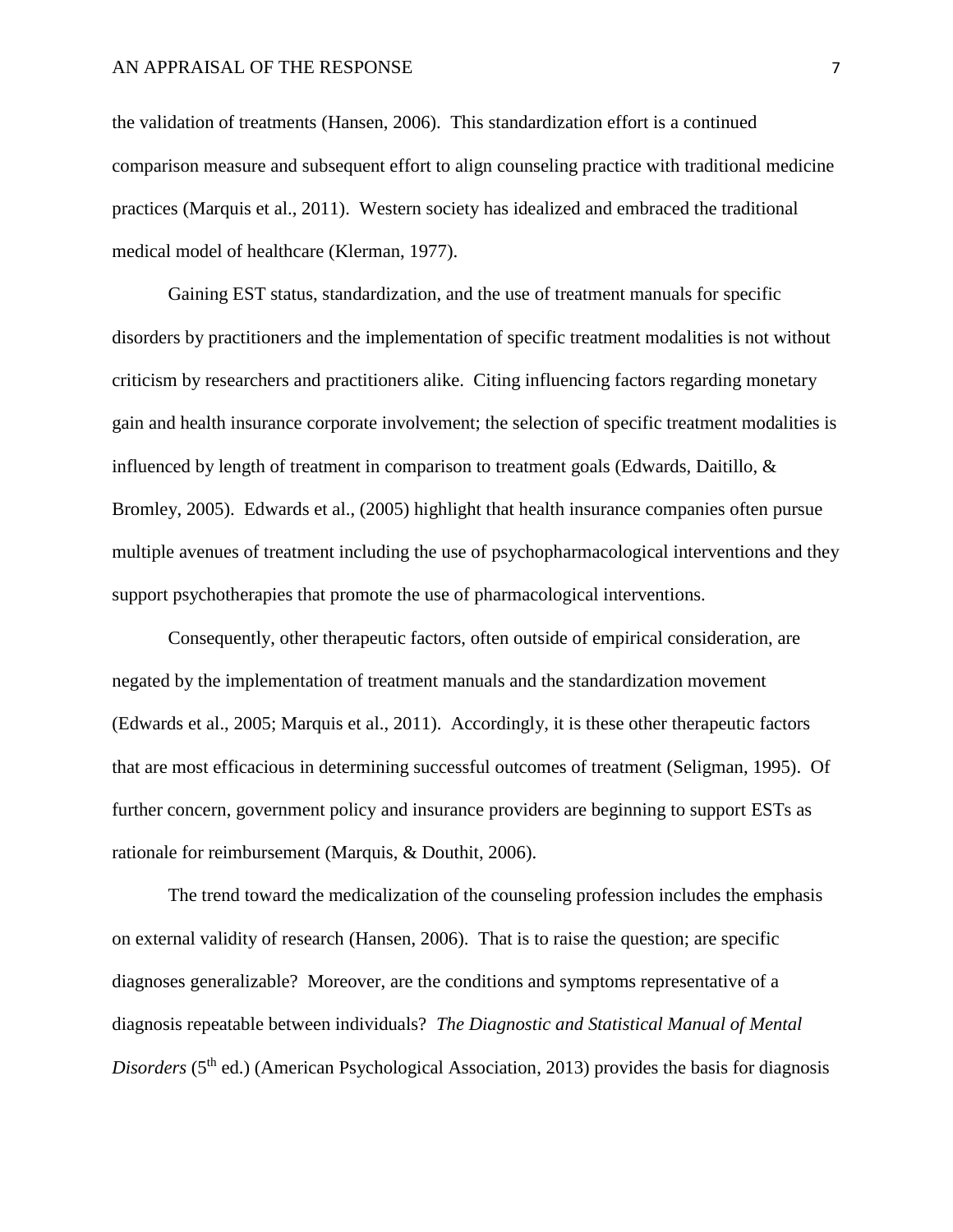the validation of treatments (Hansen, 2006). This standardization effort is a continued comparison measure and subsequent effort to align counseling practice with traditional medicine practices (Marquis et al., 2011). Western society has idealized and embraced the traditional medical model of healthcare (Klerman, 1977).

Gaining EST status, standardization, and the use of treatment manuals for specific disorders by practitioners and the implementation of specific treatment modalities is not without criticism by researchers and practitioners alike. Citing influencing factors regarding monetary gain and health insurance corporate involvement; the selection of specific treatment modalities is influenced by length of treatment in comparison to treatment goals (Edwards, Daitillo, & Bromley, 2005). Edwards et al., (2005) highlight that health insurance companies often pursue multiple avenues of treatment including the use of psychopharmacological interventions and they support psychotherapies that promote the use of pharmacological interventions.

Consequently, other therapeutic factors, often outside of empirical consideration, are negated by the implementation of treatment manuals and the standardization movement (Edwards et al., 2005; Marquis et al., 2011). Accordingly, it is these other therapeutic factors that are most efficacious in determining successful outcomes of treatment (Seligman, 1995). Of further concern, government policy and insurance providers are beginning to support ESTs as rationale for reimbursement (Marquis, & Douthit, 2006).

The trend toward the medicalization of the counseling profession includes the emphasis on external validity of research (Hansen, 2006). That is to raise the question; are specific diagnoses generalizable? Moreover, are the conditions and symptoms representative of a diagnosis repeatable between individuals? *The Diagnostic and Statistical Manual of Mental Disorders* (5th ed.) (American Psychological Association, 2013) provides the basis for diagnosis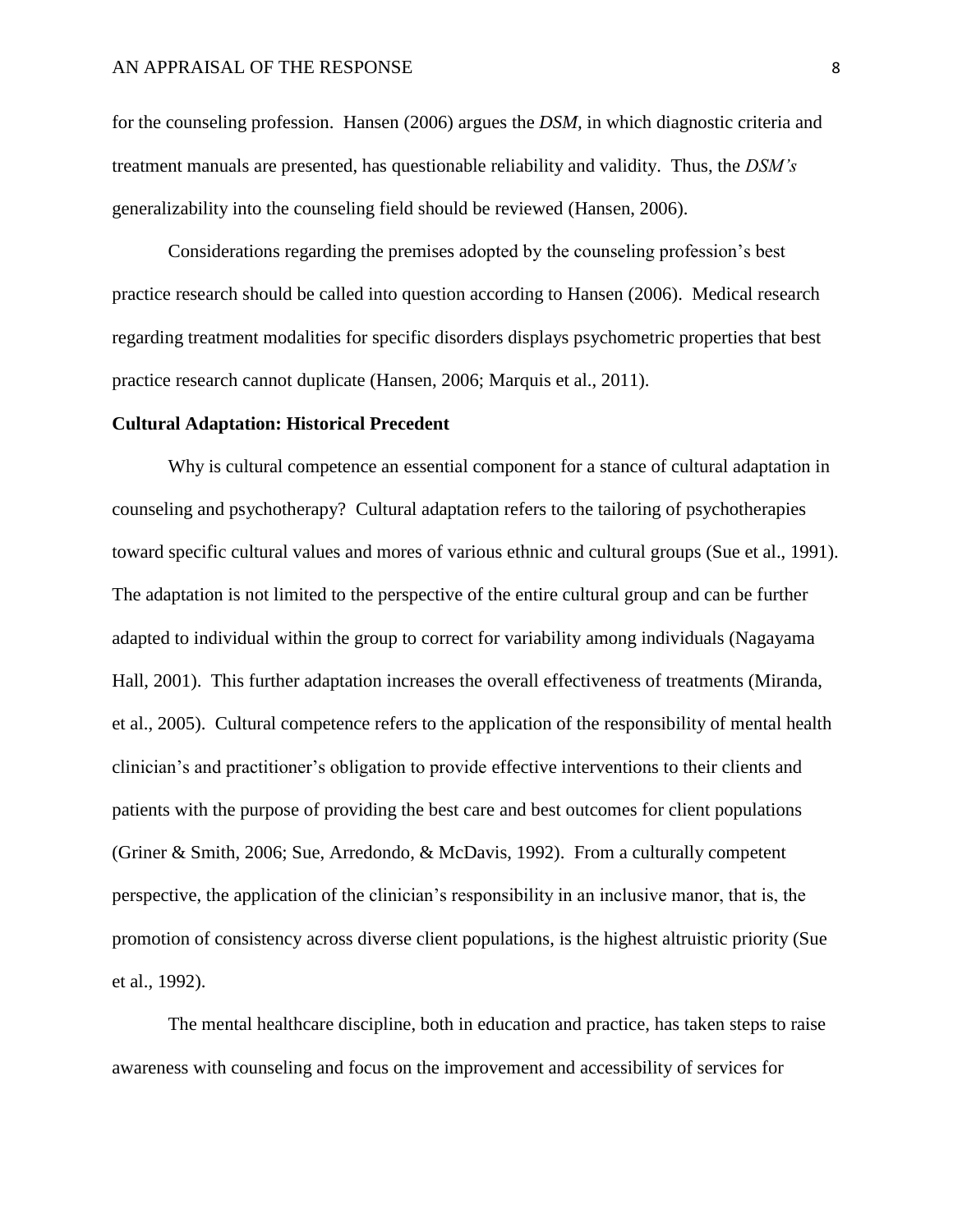for the counseling profession. Hansen (2006) argues the *DSM*, in which diagnostic criteria and treatment manuals are presented, has questionable reliability and validity. Thus, the *DSM's* generalizability into the counseling field should be reviewed (Hansen, 2006).

Considerations regarding the premises adopted by the counseling profession's best practice research should be called into question according to Hansen (2006). Medical research regarding treatment modalities for specific disorders displays psychometric properties that best practice research cannot duplicate (Hansen, 2006; Marquis et al., 2011).

**Cultural Adaptation: Historical Precedent**

Why is cultural competence an essential component for a stance of cultural adaptation in counseling and psychotherapy? Cultural adaptation refers to the tailoring of psychotherapies toward specific cultural values and mores of various ethnic and cultural groups (Sue et al., 1991). The adaptation is not limited to the perspective of the entire cultural group and can be further adapted to individual within the group to correct for variability among individuals (Nagayama Hall, 2001). This further adaptation increases the overall effectiveness of treatments (Miranda, et al., 2005). Cultural competence refers to the application of the responsibility of mental health clinician's and practitioner's obligation to provide effective interventions to their clients and patients with the purpose of providing the best care and best outcomes for client populations (Griner & Smith, 2006; Sue, Arredondo, & McDavis, 1992). From a culturally competent perspective, the application of the clinician's responsibility in an inclusive manor, that is, the promotion of consistency across diverse client populations, is the highest altruistic priority (Sue et al., 1992).

The mental healthcare discipline, both in education and practice, has taken steps to raise awareness with counseling and focus on the improvement and accessibility of services for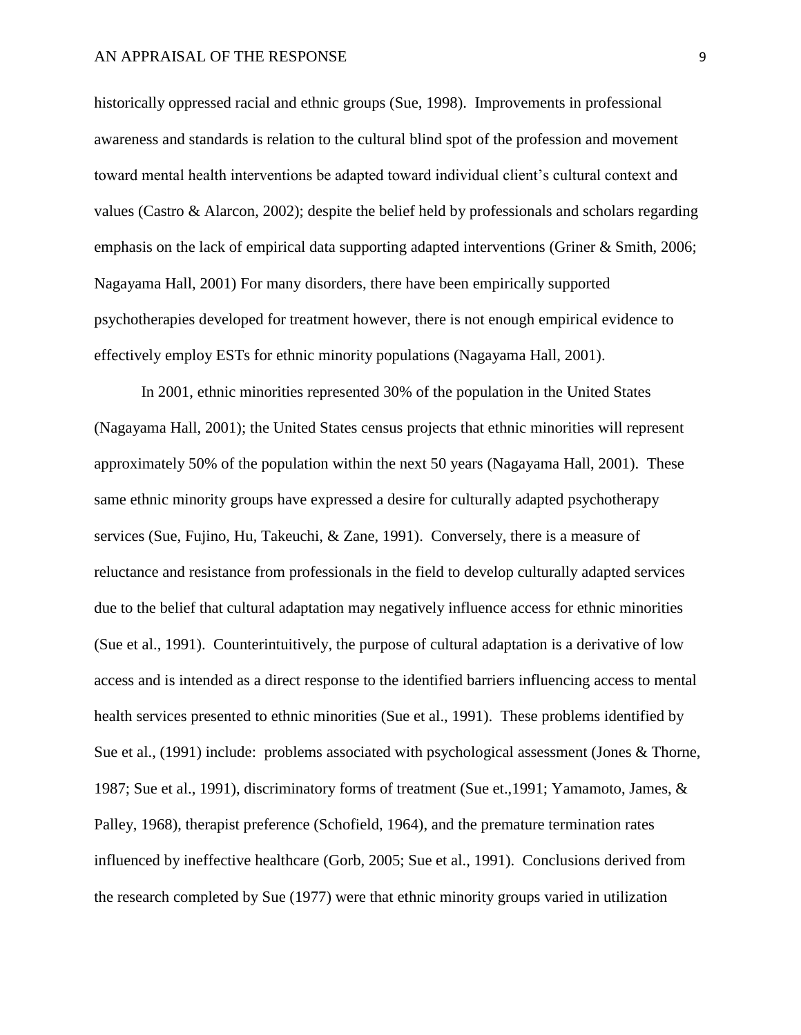historically oppressed racial and ethnic groups (Sue, 1998). Improvements in professional awareness and standards is relation to the cultural blind spot of the profession and movement toward mental health interventions be adapted toward individual client's cultural context and values (Castro & Alarcon, 2002); despite the belief held by professionals and scholars regarding emphasis on the lack of empirical data supporting adapted interventions (Griner & Smith, 2006; Nagayama Hall, 2001) For many disorders, there have been empirically supported psychotherapies developed for treatment however, there is not enough empirical evidence to effectively employ ESTs for ethnic minority populations (Nagayama Hall, 2001).

In 2001, ethnic minorities represented 30% of the population in the United States (Nagayama Hall, 2001); the United States census projects that ethnic minorities will represent approximately 50% of the population within the next 50 years (Nagayama Hall, 2001). These same ethnic minority groups have expressed a desire for culturally adapted psychotherapy services (Sue, Fujino, Hu, Takeuchi, & Zane, 1991). Conversely, there is a measure of reluctance and resistance from professionals in the field to develop culturally adapted services due to the belief that cultural adaptation may negatively influence access for ethnic minorities (Sue et al., 1991). Counterintuitively, the purpose of cultural adaptation is a derivative of low access and is intended as a direct response to the identified barriers influencing access to mental health services presented to ethnic minorities (Sue et al., 1991). These problems identified by Sue et al., (1991) include: problems associated with psychological assessment (Jones & Thorne, 1987; Sue et al., 1991), discriminatory forms of treatment (Sue et.,1991; Yamamoto, James, & Palley, 1968), therapist preference (Schofield, 1964), and the premature termination rates influenced by ineffective healthcare (Gorb, 2005; Sue et al., 1991). Conclusions derived from the research completed by Sue (1977) were that ethnic minority groups varied in utilization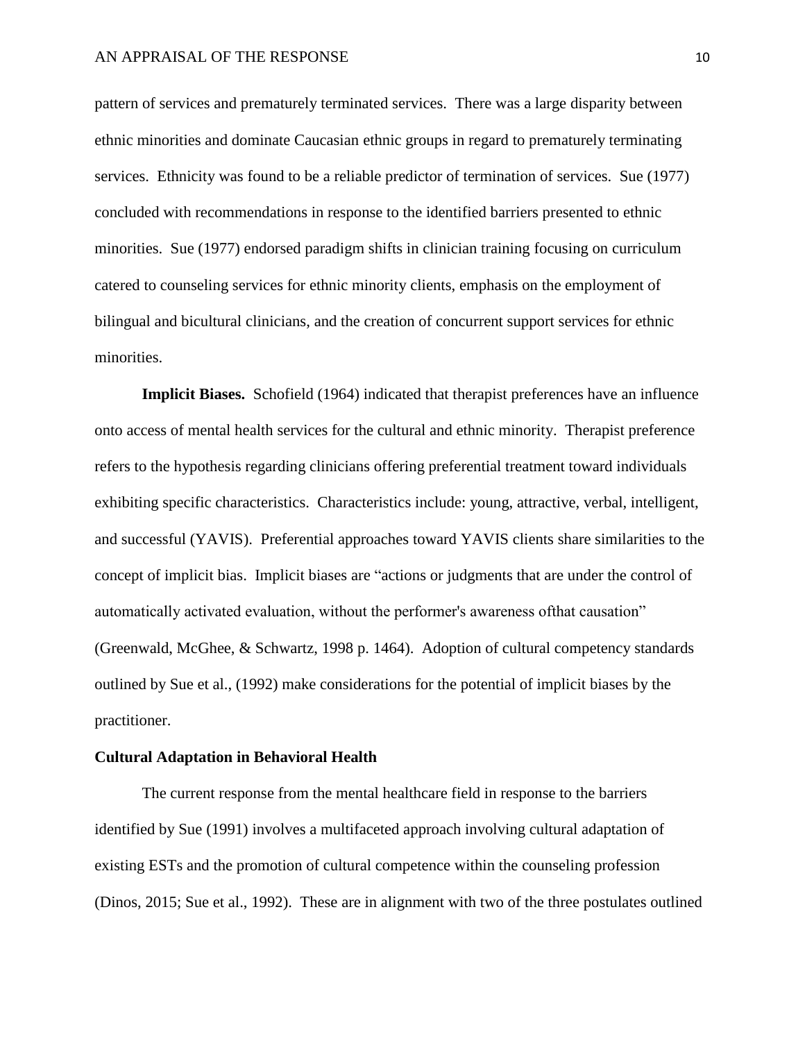pattern of services and prematurely terminated services. There was a large disparity between ethnic minorities and dominate Caucasian ethnic groups in regard to prematurely terminating services. Ethnicity was found to be a reliable predictor of termination of services. Sue (1977) concluded with recommendations in response to the identified barriers presented to ethnic minorities. Sue (1977) endorsed paradigm shifts in clinician training focusing on curriculum catered to counseling services for ethnic minority clients, emphasis on the employment of bilingual and bicultural clinicians, and the creation of concurrent support services for ethnic minorities.

**Implicit Biases.** Schofield (1964) indicated that therapist preferences have an influence onto access of mental health services for the cultural and ethnic minority. Therapist preference refers to the hypothesis regarding clinicians offering preferential treatment toward individuals exhibiting specific characteristics. Characteristics include: young, attractive, verbal, intelligent, and successful (YAVIS). Preferential approaches toward YAVIS clients share similarities to the concept of implicit bias. Implicit biases are "actions or judgments that are under the control of automatically activated evaluation, without the performer's awareness ofthat causation" (Greenwald, McGhee, & Schwartz, 1998 p. 1464). Adoption of cultural competency standards outlined by Sue et al., (1992) make considerations for the potential of implicit biases by the practitioner.

## Cultural Adaptation in Behavioral Health

The current response from the mental healthcare field in response to the barriers identified by Sue (1991) involves a multifaceted approach involving cultural adaptation of existing ESTs and the promotion of cultural competence within the counseling profession (Dinos, 2015; Sue et al., 1992). These are in alignment with two of the three postulates outlined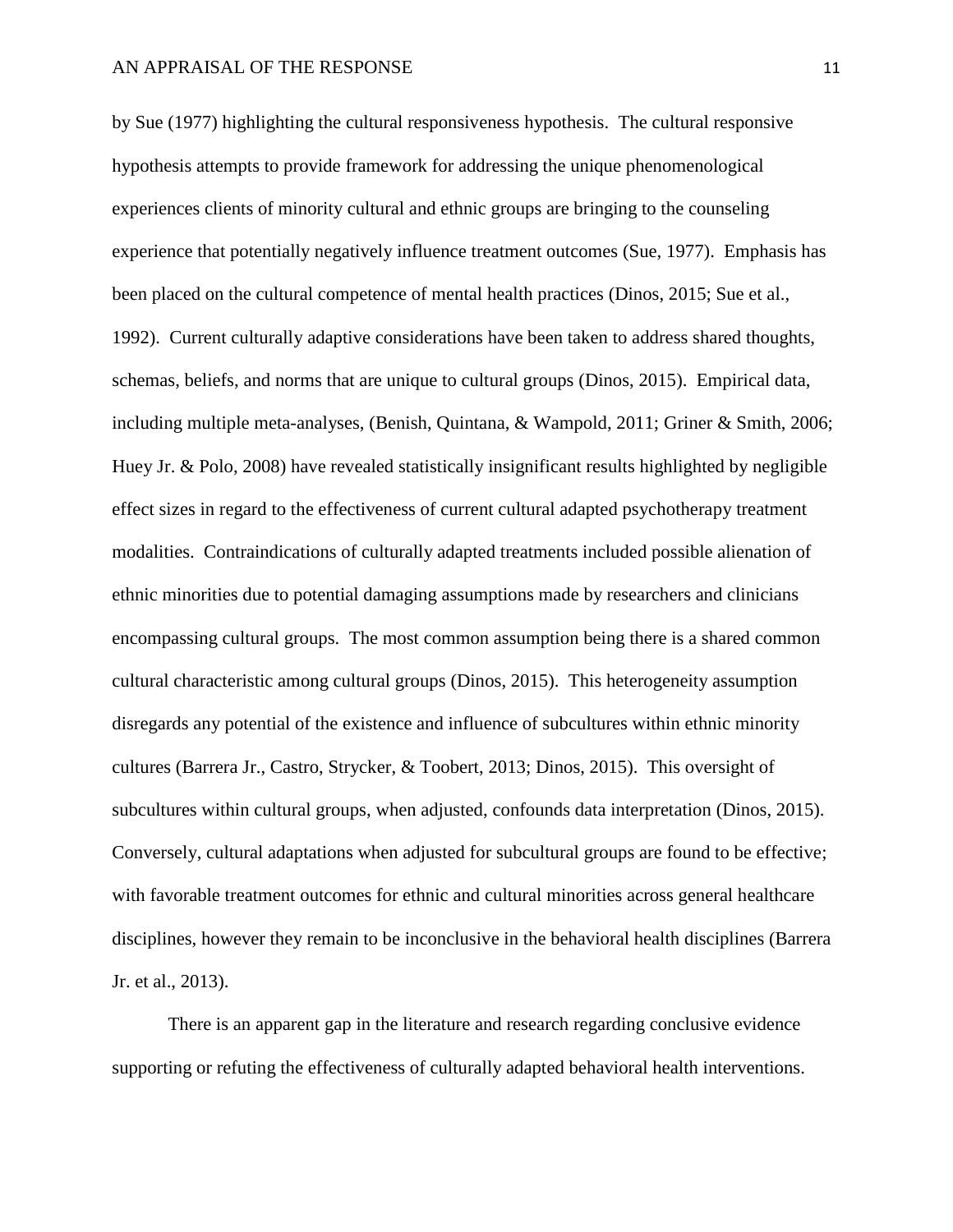by Sue (1977) highlighting the cultural responsiveness hypothesis. The cultural responsive hypothesis attempts to provide framework for addressing the unique phenomenological experiences clients of minority cultural and ethnic groups are bringing to the counseling experience that potentially negatively influence treatment outcomes (Sue, 1977). Emphasis has been placed on the cultural competence of mental health practices (Dinos, 2015; Sue et al., 1992). Current culturally adaptive considerations have been taken to address shared thoughts, schemas, beliefs, and norms that are unique to cultural groups (Dinos, 2015). Empirical data, including multiple meta-analyses, (Benish, Quintana, & Wampold, 2011; Griner & Smith, 2006; Huey Jr. & Polo, 2008) have revealed statistically insignificant results highlighted by negligible effect sizes in regard to the effectiveness of current cultural adapted psychotherapy treatment modalities. Contraindications of culturally adapted treatments included possible alienation of ethnic minorities due to potential damaging assumptions made by researchers and clinicians encompassing cultural groups. The most common assumption being there is a shared common cultural characteristic among cultural groups (Dinos, 2015). This heterogeneity assumption disregards any potential of the existence and influence of subcultures within ethnic minority cultures (Barrera Jr., Castro, Strycker, & Toobert, 2013; Dinos, 2015). This oversight of subcultures within cultural groups, when adjusted, confounds data interpretation (Dinos, 2015). Conversely, cultural adaptations when adjusted for subcultural groups are found to be effective; with favorable treatment outcomes for ethnic and cultural minorities across general healthcare disciplines, however they remain to be inconclusive in the behavioral health disciplines (Barrera Jr. et al., 2013).

There is an apparent gap in the literature and research regarding conclusive evidence supporting or refuting the effectiveness of culturally adapted behavioral health interventions.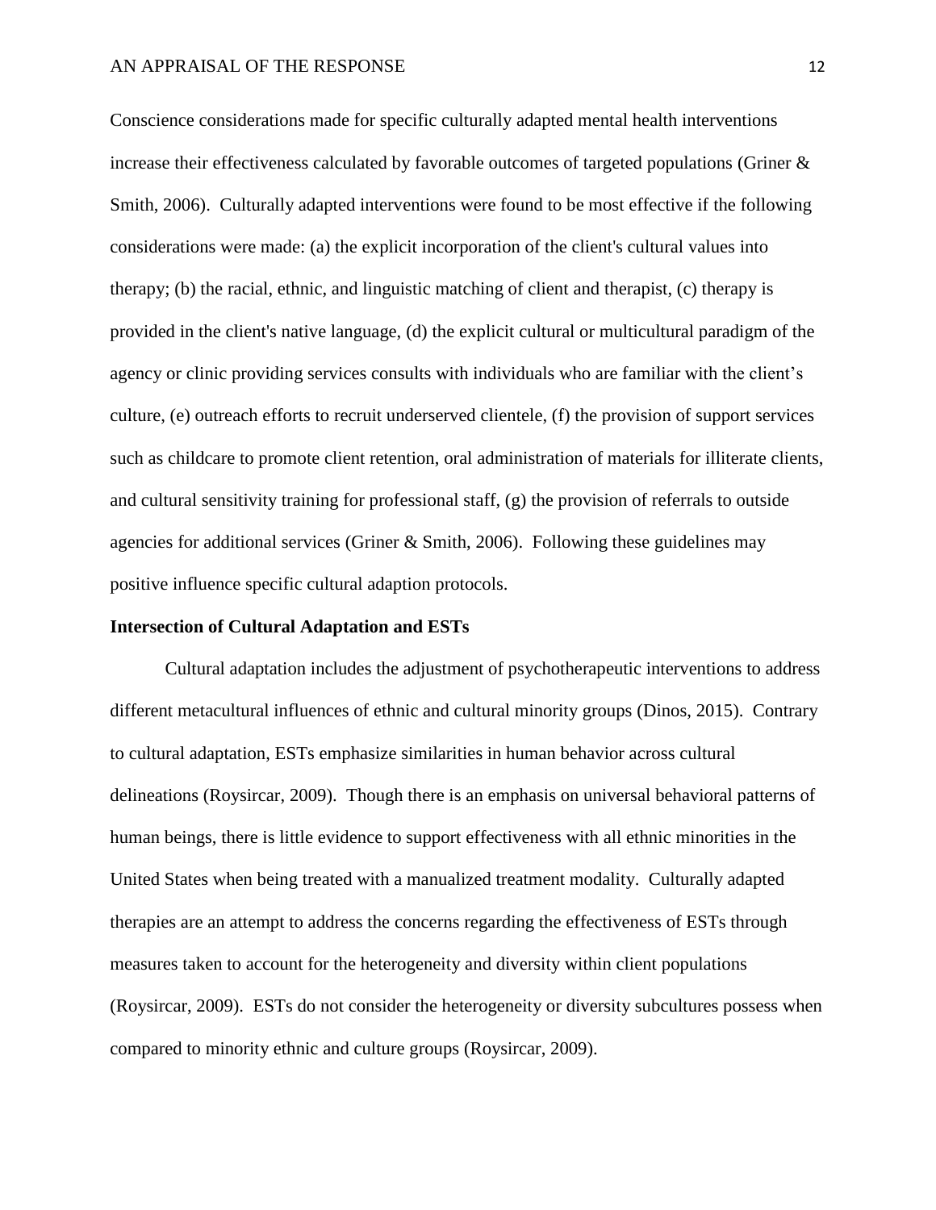Conscience considerations made for specific culturally adapted mental health interventions increase their effectiveness calculated by favorable outcomes of targeted populations (Griner & Smith, 2006). Culturally adapted interventions were found to be most effective if the following considerations were made: (a) the explicit incorporation of the client's cultural values into therapy; (b) the racial, ethnic, and linguistic matching of client and therapist, (c) therapy is provided in the client's native language, (d) the explicit cultural or multicultural paradigm of the agency or clinic providing services consults with individuals who are familiar with the client's culture, (e) outreach efforts to recruit underserved clientele, (f) the provision of support services such as childcare to promote client retention, oral administration of materials for illiterate clients, and cultural sensitivity training for professional staff, (g) the provision of referrals to outside agencies for additional services (Griner & Smith, 2006). Following these guidelines may positive influence specific cultural adaption protocols.

**Intersection of Cultural Adaptation and ESTs**

Cultural adaptation includes the adjustment of psychotherapeutic interventions to address different metacultural influences of ethnic and cultural minority groups (Dinos, 2015). Contrary to cultural adaptation, ESTs emphasize similarities in human behavior across cultural delineations (Roysircar, 2009). Though there is an emphasis on universal behavioral patterns of human beings, there is little evidence to support effectiveness with all ethnic minorities in the United States when being treated with a manualized treatment modality. Culturally adapted therapies are an attempt to address the concerns regarding the effectiveness of ESTs through measures taken to account for the heterogeneity and diversity within client populations (Roysircar, 2009). ESTs do not consider the heterogeneity or diversity subcultures possess when compared to minority ethnic and culture groups (Roysircar, 2009).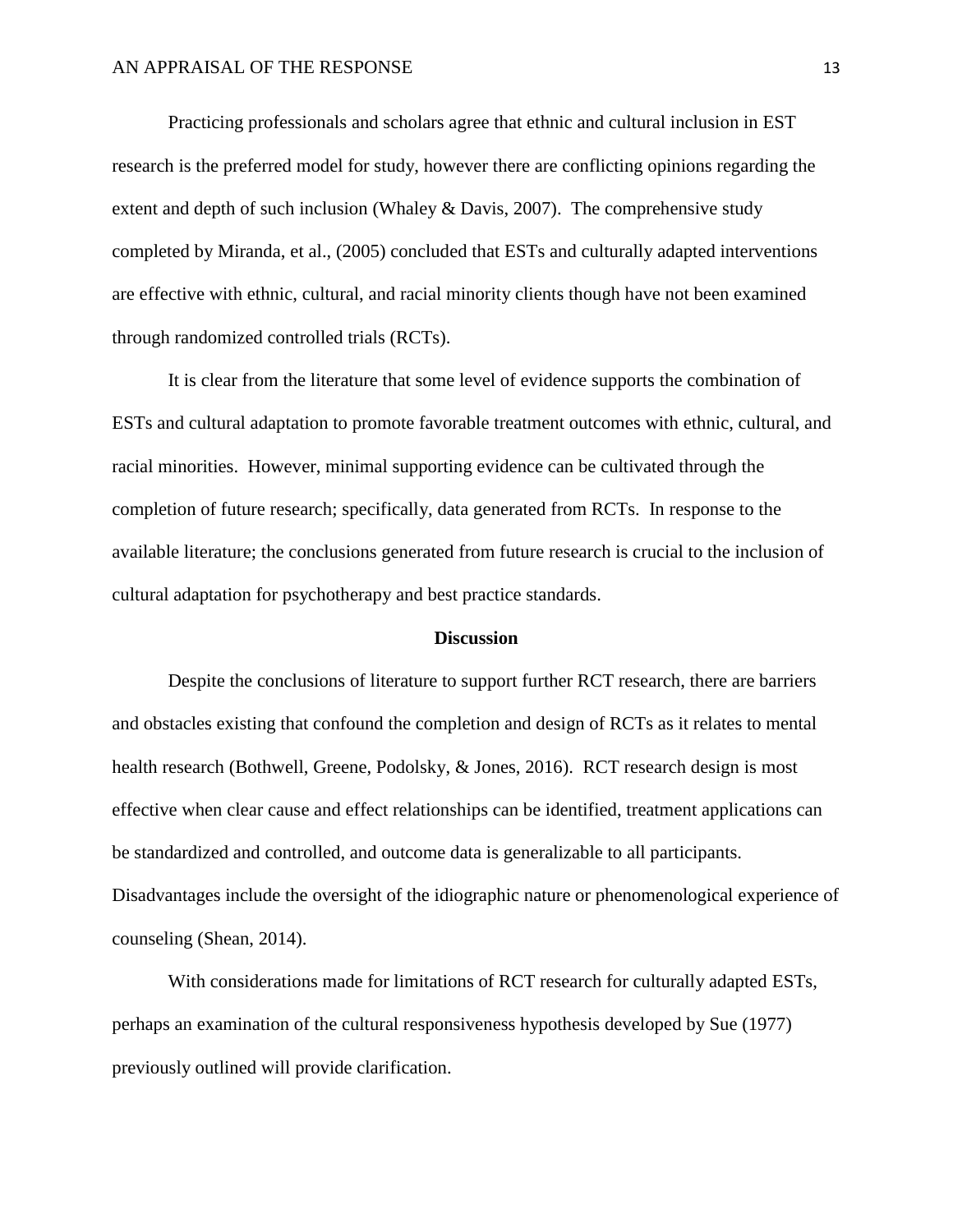Practicing professionals and scholars agree that ethnic and cultural inclusion in EST research is the preferred model for study, however there are conflicting opinions regarding the extent and depth of such inclusion (Whaley & Davis, 2007). The comprehensive study completed by Miranda, et al., (2005) concluded that ESTs and culturally adapted interventions are effective with ethnic, cultural, and racial minority clients though have not been examined through randomized controlled trials (RCTs).

It is clear from the literature that some level of evidence supports the combination of ESTs and cultural adaptation to promote favorable treatment outcomes with ethnic, cultural, and racial minorities. However, minimal supporting evidence can be cultivated through the completion of future research; specifically, data generated from RCTs. In response to the available literature; the conclusions generated from future research is crucial to the inclusion of cultural adaptation for psychotherapy and best practice standards.

## Discussion

Despite the conclusions of literature to support further RCT research, there are barriers and obstacles existing that confound the completion and design of RCTs as it relates to mental health research (Bothwell, Greene, Podolsky, & Jones, 2016). RCT research design is most effective when clear cause and effect relationships can be identified, treatment applications can be standardized and controlled, and outcome data is generalizable to all participants. Disadvantages include the oversight of the idiographic nature or phenomenological experience of counseling (Shean, 2014).

With considerations made for limitations of RCT research for culturally adapted ESTs, perhaps an examination of the cultural responsiveness hypothesis developed by Sue (1977) previously outlined will provide clarification.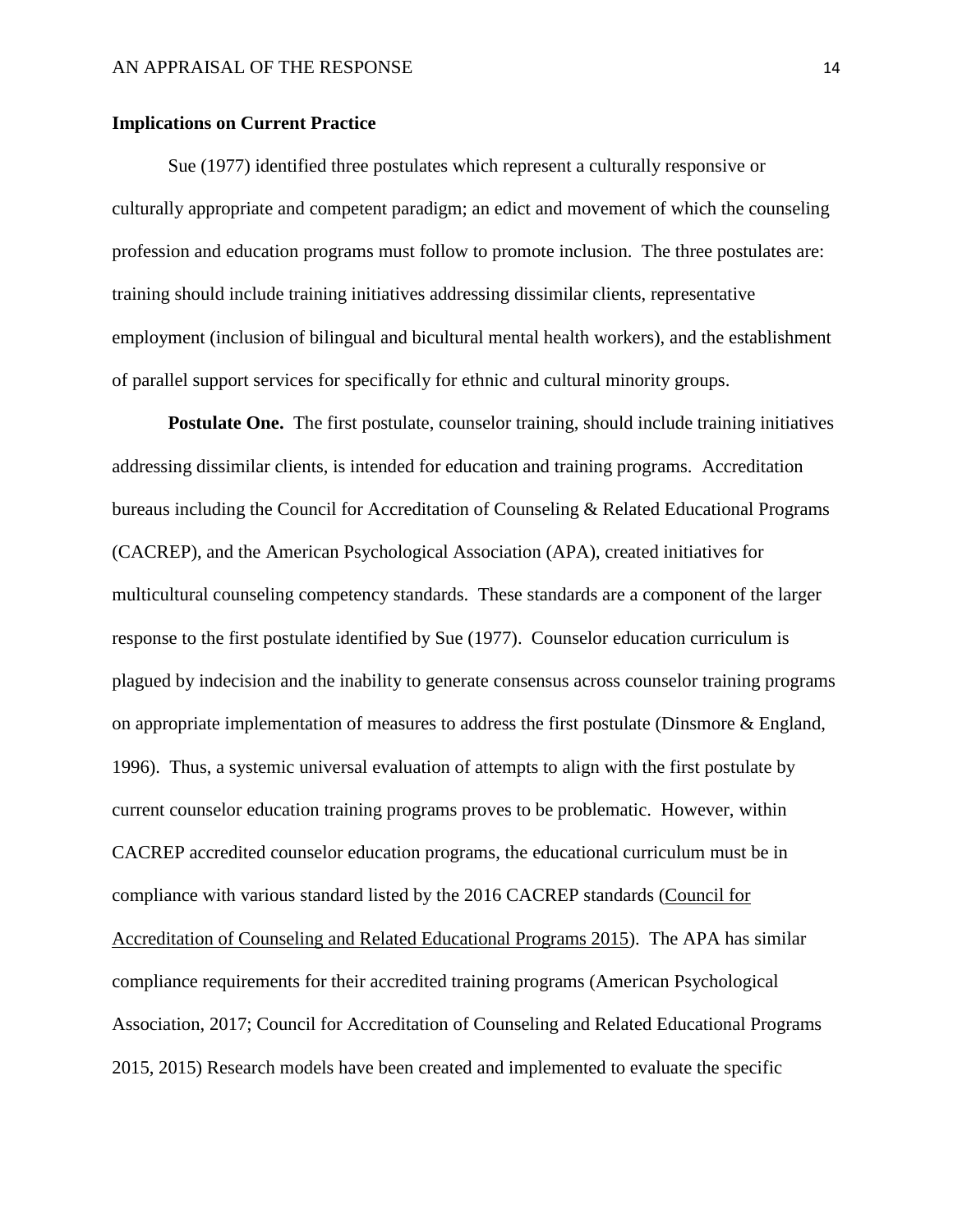**Implications on Current Practice**

Sue (1977) identified three postulates which represent a culturally responsive or culturally appropriate and competent paradigm; an edict and movement of which the counseling profession and education programs must follow to promote inclusion. The three postulates are: training should include training initiatives addressing dissimilar clients, representative employment (inclusion of bilingual and bicultural mental health workers), and the establishment of parallel support services for specifically for ethnic and cultural minority groups.

**Postulate One.** The first postulate, counselor training, should include training initiatives addressing dissimilar clients, is intended for education and training programs. Accreditation bureaus including the Council for Accreditation of Counseling & Related Educational Programs (CACREP), and the American Psychological Association (APA), created initiatives for multicultural counseling competency standards. These standards are a component of the larger response to the first postulate identified by Sue (1977). Counselor education curriculum is plagued by indecision and the inability to generate consensus across counselor training programs on appropriate implementation of measures to address the first postulate (Dinsmore & England, 1996). Thus, a systemic universal evaluation of attempts to align with the first postulate by current counselor education training programs proves to be problematic. However, within CACREP accredited counselor education programs, the educational curriculum must be in compliance with various standard listed by the 2016 CACREP standards (Council for Accreditation of Counseling and Related Educational Programs 2015). The APA has similar compliance requirements for their accredited training programs (American Psychological Association, 2017; Council for Accreditation of Counseling and Related Educational Programs 2015, 2015) Research models have been created and implemented to evaluate the specific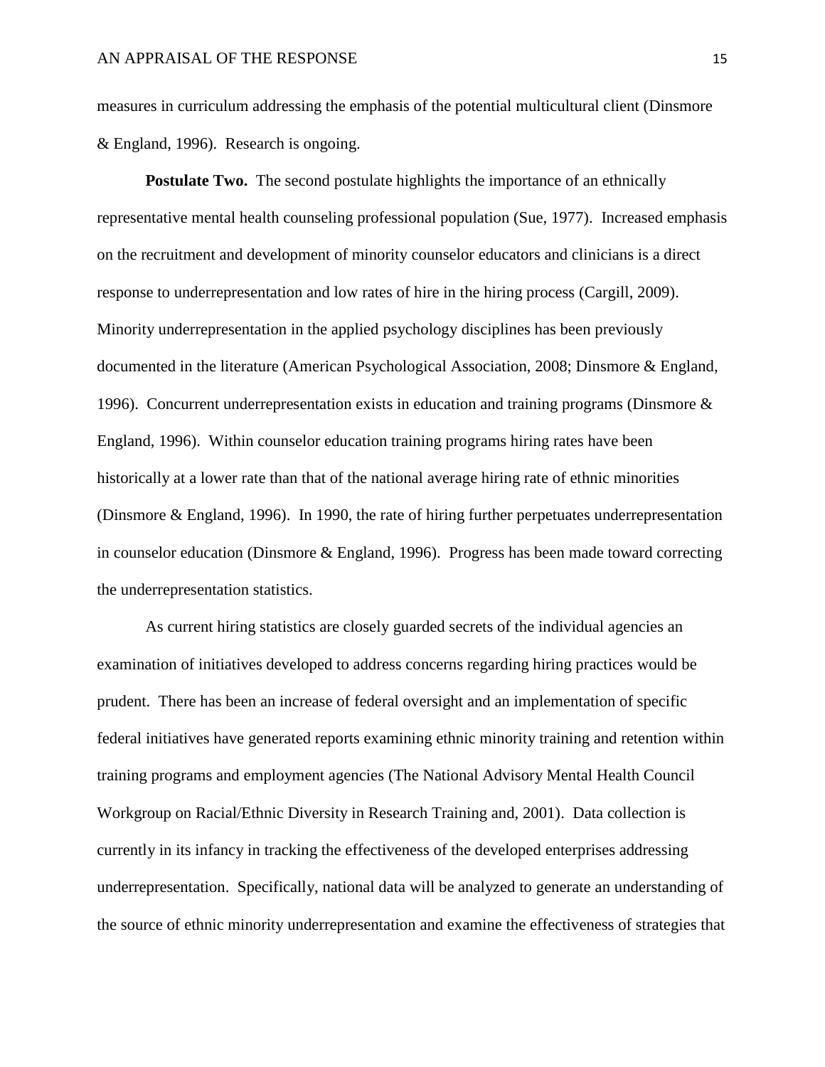measures in curriculum addressing the emphasis of the potential multicultural client (Dinsmore & England, 1996). Research is ongoing.

**Postulate Two.** The second postulate highlights the importance of an ethnically representative mental health counseling professional population (Sue, 1977). Increased emphasis on the recruitment and development of minority counselor educators and clinicians is a direct response to underrepresentation and low rates of hire in the hiring process (Cargill, 2009). Minority underrepresentation in the applied psychology disciplines has been previously documented in the literature (American Psychological Association, 2008; Dinsmore & England, 1996). Concurrent underrepresentation exists in education and training programs (Dinsmore & England, 1996). Within counselor education training programs hiring rates have been historically at a lower rate than that of the national average hiring rate of ethnic minorities (Dinsmore & England, 1996). In 1990, the rate of hiring further perpetuates underrepresentation in counselor education (Dinsmore & England, 1996). Progress has been made toward correcting the underrepresentation statistics.

As current hiring statistics are closely guarded secrets of the individual agencies an examination of initiatives developed to address concerns regarding hiring practices would be prudent. There has been an increase of federal oversight and an implementation of specific federal initiatives have generated reports examining ethnic minority training and retention within training programs and employment agencies (The National Advisory Mental Health Council Workgroup on Racial/Ethnic Diversity in Research Training and, 2001). Data collection is currently in its infancy in tracking the effectiveness of the developed enterprises addressing underrepresentation. Specifically, national data will be analyzed to generate an understanding of the source of ethnic minority underrepresentation and examine the effectiveness of strategies that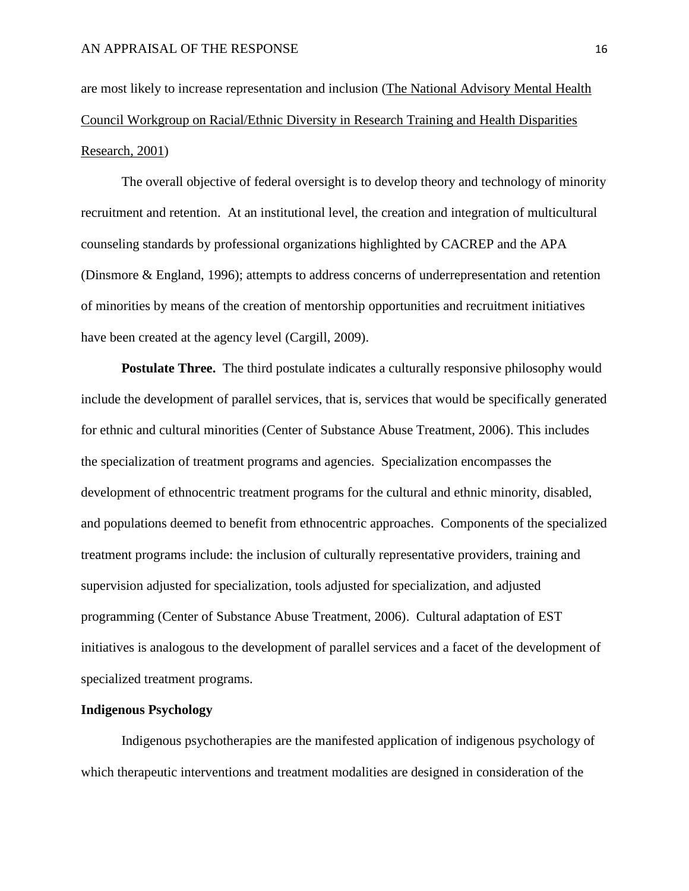are most likely to increase representation and inclusion (The National Advisory Mental Health Council Workgroup on Racial/Ethnic Diversity in Research Training and Health Disparities Research, 2001)

The overall objective of federal oversight is to develop theory and technology of minority recruitment and retention. At an institutional level, the creation and integration of multicultural counseling standards by professional organizations highlighted by CACREP and the APA (Dinsmore & England, 1996); attempts to address concerns of underrepresentation and retention of minorities by means of the creation of mentorship opportunities and recruitment initiatives have been created at the agency level (Cargill, 2009).

**Postulate Three.** The third postulate indicates a culturally responsive philosophy would include the development of parallel services, that is, services that would be specifically generated for ethnic and cultural minorities (Center of Substance Abuse Treatment, 2006). This includes the specialization of treatment programs and agencies. Specialization encompasses the development of ethnocentric treatment programs for the cultural and ethnic minority, disabled, and populations deemed to benefit from ethnocentric approaches. Components of the specialized treatment programs include: the inclusion of culturally representative providers, training and supervision adjusted for specialization, tools adjusted for specialization, and adjusted programming (Center of Substance Abuse Treatment, 2006). Cultural adaptation of EST initiatives is analogous to the development of parallel services and a facet of the development of specialized treatment programs.

**Indigenous Psychology**

Indigenous psychotherapies are the manifested application of indigenous psychology of which therapeutic interventions and treatment modalities are designed in consideration of the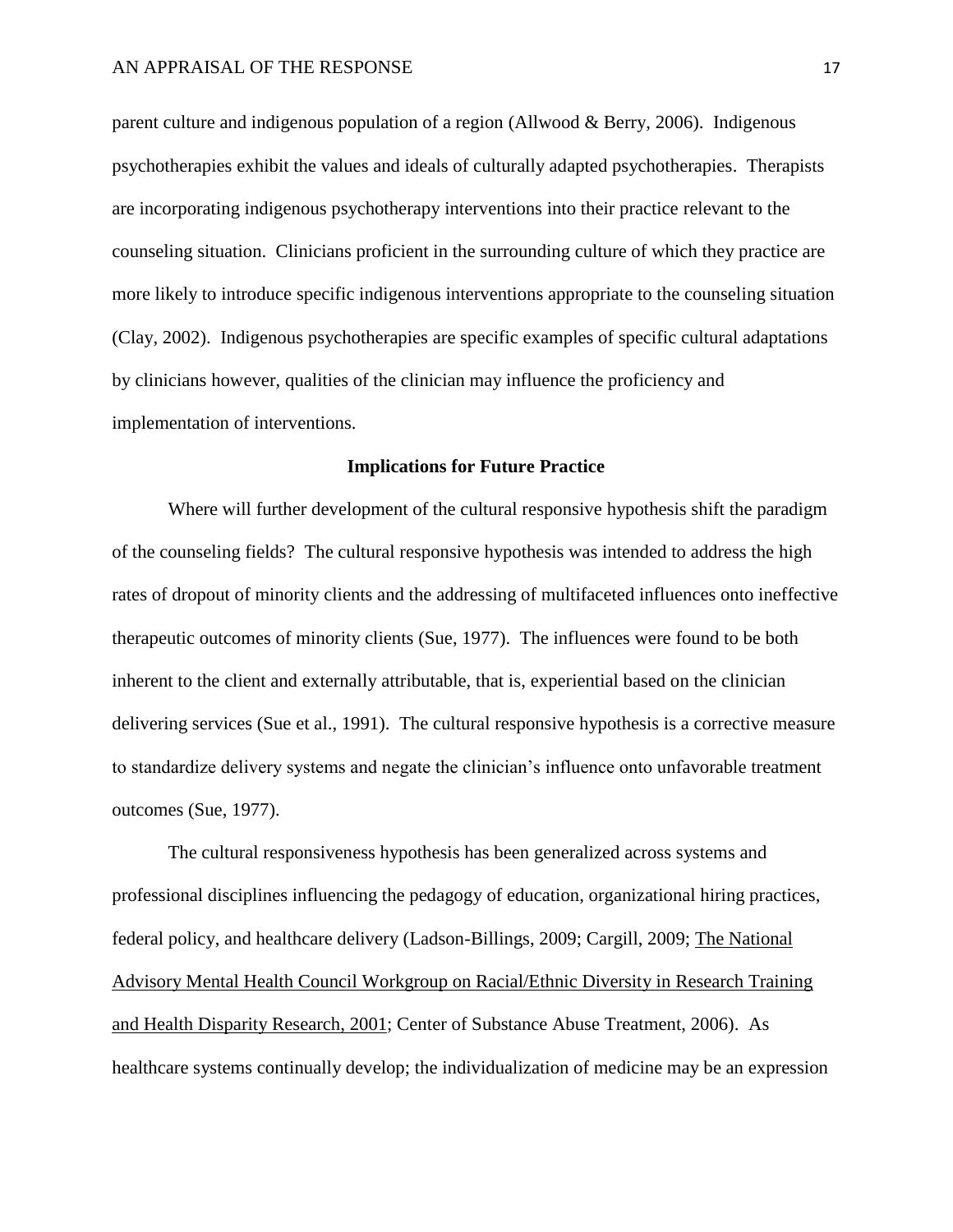parent culture and indigenous population of a region (Allwood & Berry, 2006). Indigenous psychotherapies exhibit the values and ideals of culturally adapted psychotherapies. Therapists are incorporating indigenous psychotherapy interventions into their practice relevant to the counseling situation. Clinicians proficient in the surrounding culture of which they practice are more likely to introduce specific indigenous interventions appropriate to the counseling situation (Clay, 2002). Indigenous psychotherapies are specific examples of specific cultural adaptations by clinicians however, qualities of the clinician may influence the proficiency and implementation of interventions.

## Implications for Future Practice

Where will further development of the cultural responsive hypothesis shift the paradigm of the counseling fields? The cultural responsive hypothesis was intended to address the high rates of dropout of minority clients and the addressing of multifaceted influences onto ineffective therapeutic outcomes of minority clients (Sue, 1977). The influences were found to be both inherent to the client and externally attributable, that is, experiential based on the clinician delivering services (Sue et al., 1991). The cultural responsive hypothesis is a corrective measure to standardize delivery systems and negate the clinician's influence onto unfavorable treatment outcomes (Sue, 1977).

The cultural responsiveness hypothesis has been generalized across systems and professional disciplines influencing the pedagogy of education, organizational hiring practices, federal policy, and healthcare delivery (Ladson-Billings, 2009; Cargill, 2009; The National Advisory Mental Health Council Workgroup on Racial/Ethnic Diversity in Research Training and Health Disparity Research, 2001; Center of Substance Abuse Treatment, 2006). As healthcare systems continually develop; the individualization of medicine may be an expression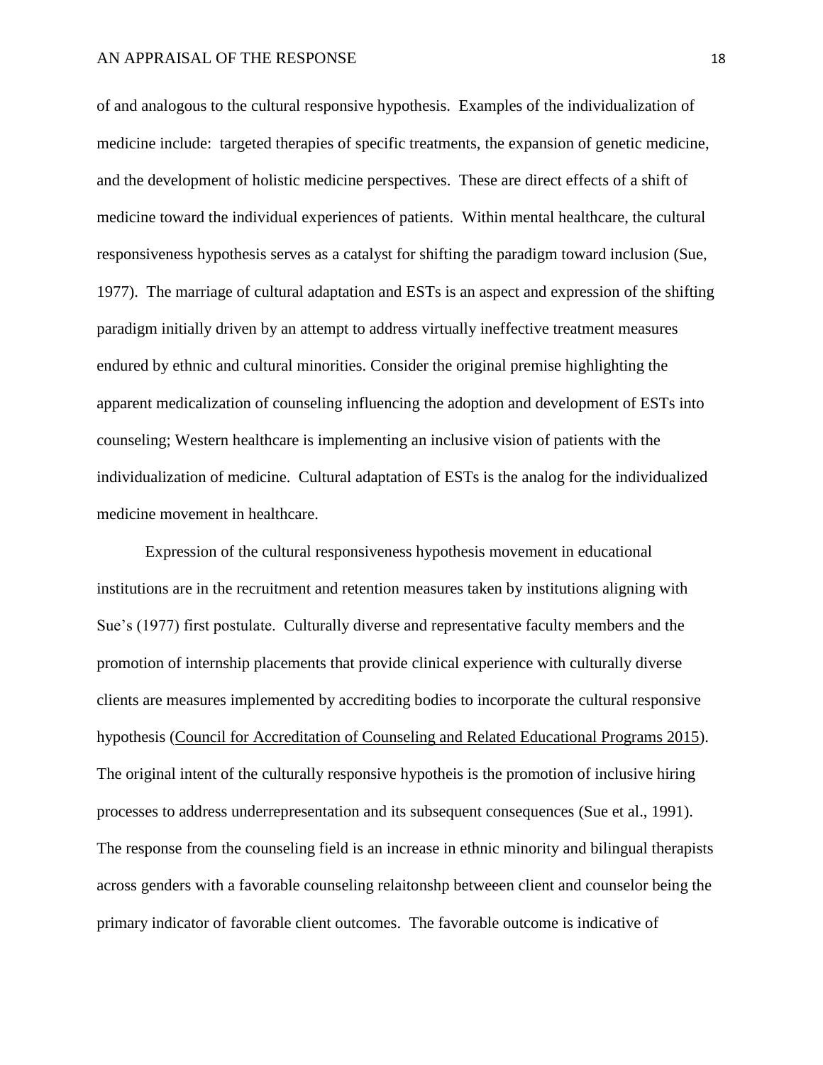of and analogous to the cultural responsive hypothesis. Examples of the individualization of medicine include: targeted therapies of specific treatments, the expansion of genetic medicine, and the development of holistic medicine perspectives. These are direct effects of a shift of medicine toward the individual experiences of patients. Within mental healthcare, the cultural responsiveness hypothesis serves as a catalyst for shifting the paradigm toward inclusion (Sue, 1977). The marriage of cultural adaptation and ESTs is an aspect and expression of the shifting paradigm initially driven by an attempt to address virtually ineffective treatment measures endured by ethnic and cultural minorities. Consider the original premise highlighting the apparent medicalization of counseling influencing the adoption and development of ESTs into counseling; Western healthcare is implementing an inclusive vision of patients with the individualization of medicine. Cultural adaptation of ESTs is the analog for the individualized medicine movement in healthcare.

Expression of the cultural responsiveness hypothesis movement in educational institutions are in the recruitment and retention measures taken by institutions aligning with Sue's (1977) first postulate. Culturally diverse and representative faculty members and the promotion of internship placements that provide clinical experience with culturally diverse clients are measures implemented by accrediting bodies to incorporate the cultural responsive hypothesis (Council for Accreditation of Counseling and Related Educational Programs 2015). The original intent of the culturally responsive hypotheis is the promotion of inclusive hiring processes to address underrepresentation and its subsequent consequences (Sue et al., 1991). The response from the counseling field is an increase in ethnic minority and bilingual therapists across genders with a favorable counseling relaitonshp betweeen client and counselor being the primary indicator of favorable client outcomes. The favorable outcome is indicative of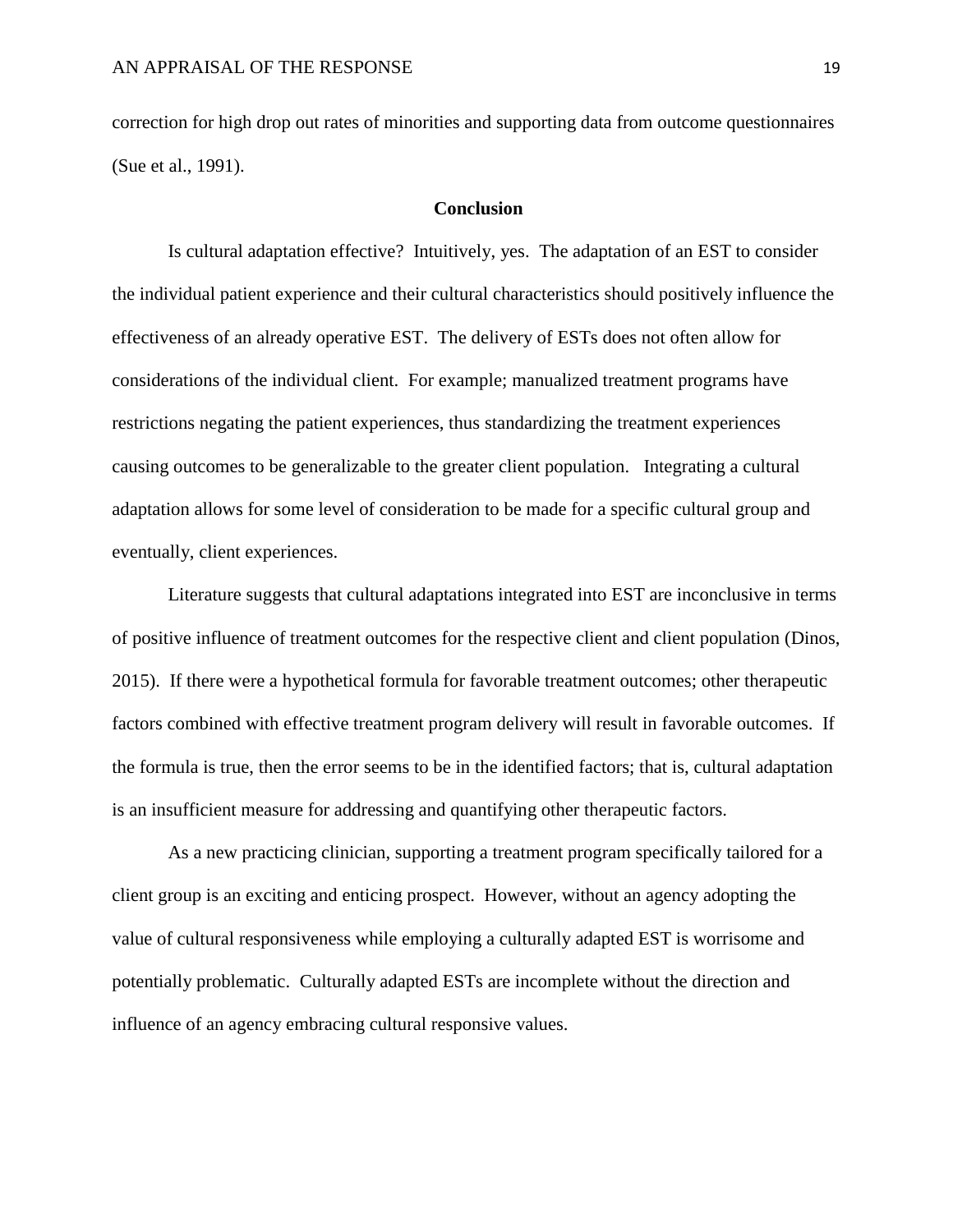correction for high drop out rates of minorities and supporting data from outcome questionnaires (Sue et al., 1991).

## Conclusion

Is cultural adaptation effective? Intuitively, yes. The adaptation of an EST to consider the individual patient experience and their cultural characteristics should positively influence the effectiveness of an already operative EST. The delivery of ESTs does not often allow for considerations of the individual client. For example; manualized treatment programs have restrictions negating the patient experiences, thus standardizing the treatment experiences causing outcomes to be generalizable to the greater client population. Integrating a cultural adaptation allows for some level of consideration to be made for a specific cultural group and eventually, client experiences.

Literature suggests that cultural adaptations integrated into EST are inconclusive in terms of positive influence of treatment outcomes for the respective client and client population (Dinos, 2015). If there were a hypothetical formula for favorable treatment outcomes; other therapeutic factors combined with effective treatment program delivery will result in favorable outcomes. If the formula is true, then the error seems to be in the identified factors; that is, cultural adaptation is an insufficient measure for addressing and quantifying other therapeutic factors.

As a new practicing clinician, supporting a treatment program specifically tailored for a client group is an exciting and enticing prospect. However, without an agency adopting the value of cultural responsiveness while employing a culturally adapted EST is worrisome and potentially problematic. Culturally adapted ESTs are incomplete without the direction and influence of an agency embracing cultural responsive values.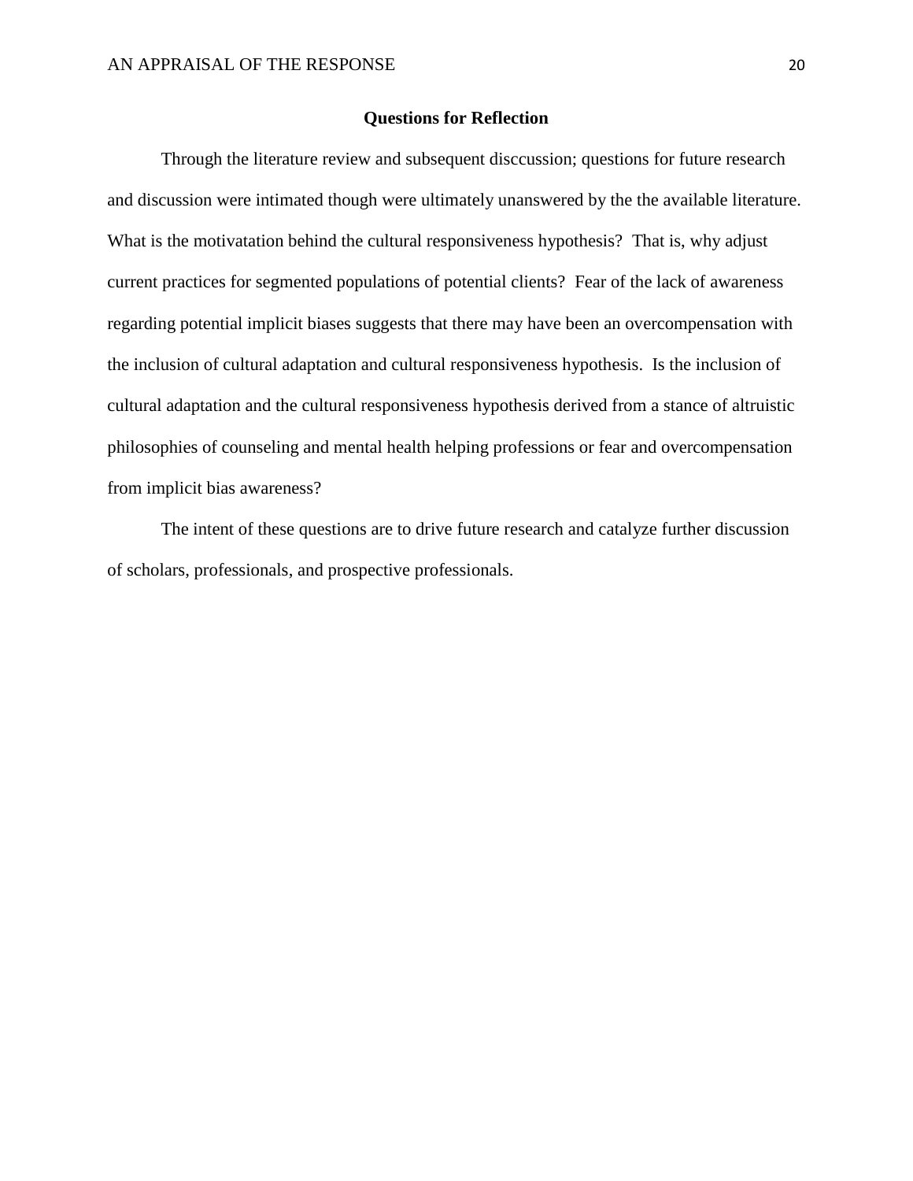## Questions for Reflection

Through the literature review and subsequent disccussion; questions for future research and discussion were intimated though were ultimately unanswered by the the available literature. What is the motivatation behind the cultural responsiveness hypothesis? That is, why adjust current practices for segmented populations of potential clients? Fear of the lack of awareness regarding potential implicit biases suggests that there may have been an overcompensation with the inclusion of cultural adaptation and cultural responsiveness hypothesis. Is the inclusion of cultural adaptation and the cultural responsiveness hypothesis derived from a stance of altruistic philosophies of counseling and mental health helping professions or fear and overcompensation from implicit bias awareness?

The intent of these questions are to drive future research and catalyze further discussion of scholars, professionals, and prospective professionals.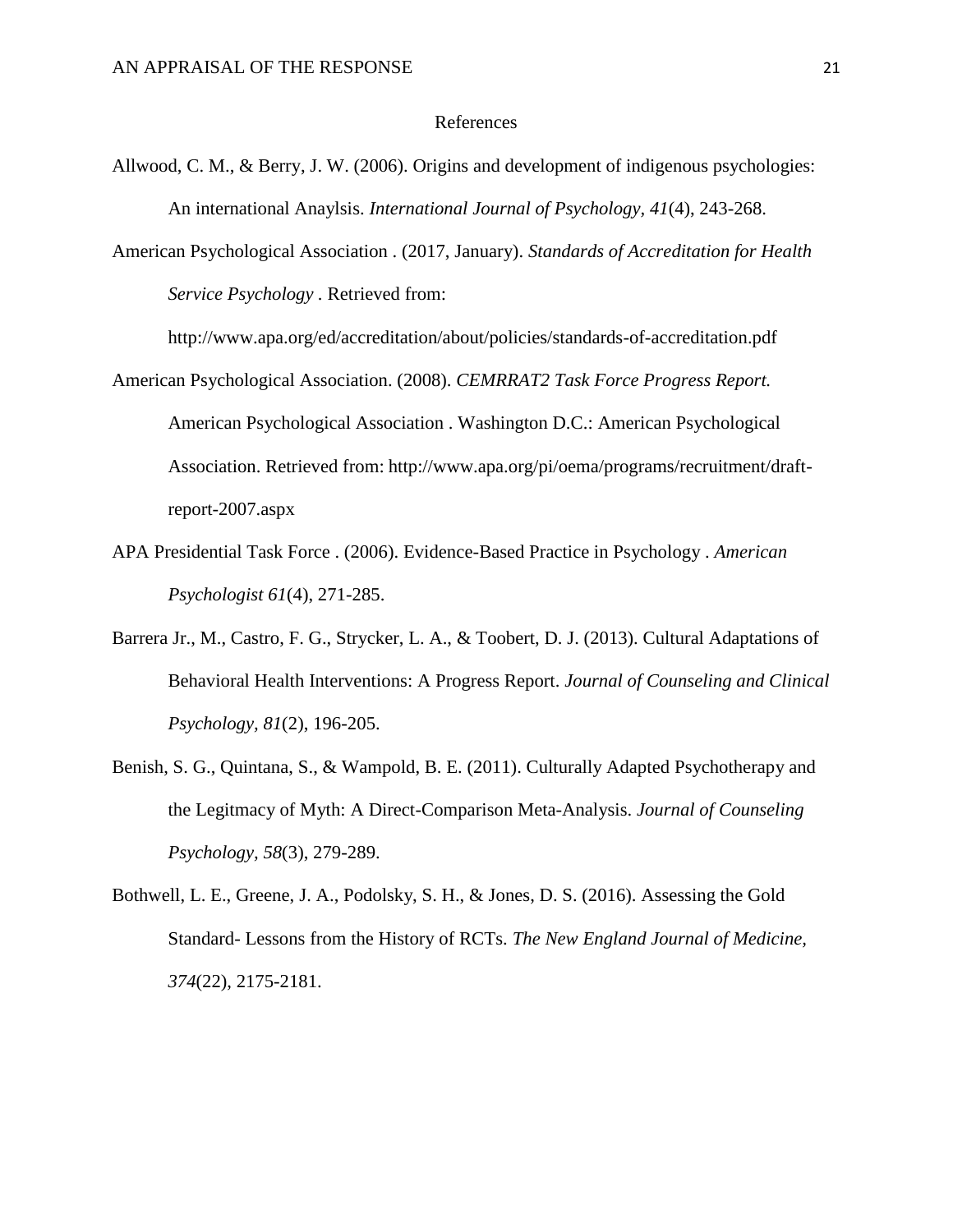## References

Allwood, C. M., & Berry, J. W. (2006). Origins and development of indigenous psychologies: An international Anaylsis. *International Journal of Psychology, 41*(4), 243-268.

American Psychological Association . (2017, January). *Standards of Accreditation for Health Service Psychology* . Retrieved from: http://www.apa.org/ed/accreditation/about/policies/standards-of-accreditation.pdf

American Psychological Association. (2008). *CEMRRAT2 Task Force Progress Report.* American Psychological Association . Washington D.C.: American Psychological Association. Retrieved from: http://www.apa.org/pi/oema/programs/recruitment/draft-report-2007.aspx

APA Presidential Task Force . (2006). Evidence-Based Practice in Psychology . *American Psychologist 61*(4), 271-285.

Barrera Jr., M., Castro, F. G., Strycker, L. A., & Toobert, D. J. (2013). Cultural Adaptations of Behavioral Health Interventions: A Progress Report. *Journal of Counseling and Clinical Psychology, 81*(2), 196-205.

Benish, S. G., Quintana, S., & Wampold, B. E. (2011). Culturally Adapted Psychotherapy and the Legitmacy of Myth: A Direct-Comparison Meta-Analysis. *Journal of Counseling Psychology, 58*(3), 279-289.

Bothwell, L. E., Greene, J. A., Podolsky, S. H., & Jones, D. S. (2016). Assessing the Gold Standard- Lessons from the History of RCTs. *The New England Journal of Medicine, 374*(22), 2175-2181.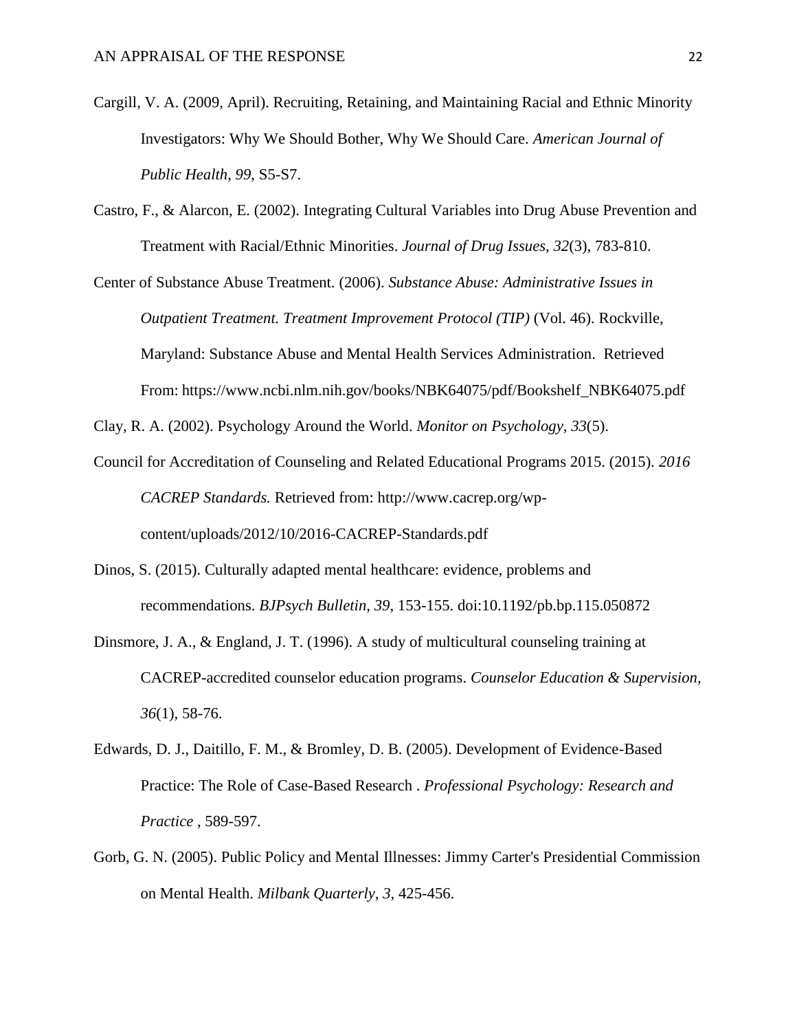Cargill, V. A. (2009, April). Recruiting, Retaining, and Maintaining Racial and Ethnic Minority Investigators: Why We Should Bother, Why We Should Care. *American Journal of Public Health, 99*, S5-S7.

Castro, F., & Alarcon, E. (2002). Integrating Cultural Variables into Drug Abuse Prevention and Treatment with Racial/Ethnic Minorities. *Journal of Drug Issues, 32*(3), 783-810.

Center of Substance Abuse Treatment. (2006). *Substance Abuse: Administrative Issues in Outpatient Treatment. Treatment Improvement Protocol (TIP)* (Vol. 46). Rockville, Maryland: Substance Abuse and Mental Health Services Administration. Retrieved From: https://www.ncbi.nlm.nih.gov/books/NBK64075/pdf/Bookshelf_NBK64075.pdf

Clay, R. A. (2002). Psychology Around the World. *Monitor on Psychology, 33*(5).

Council for Accreditation of Counseling and Related Educational Programs 2015. (2015). *2016 CACREP Standards.* Retrieved from: http://www.cacrep.org/wp-content/uploads/2012/10/2016-CACREP-Standards.pdf

Dinos, S. (2015). Culturally adapted mental healthcare: evidence, problems and recommendations. *BJPsych Bulletin, 39*, 153-155. doi:10.1192/pb.bp.115.050872

Dinsmore, J. A., & England, J. T. (1996). A study of multicultural counseling training at CACREP-accredited counselor education programs. *Counselor Education & Supervision, 36*(1), 58-76.

Edwards, D. J., Daitillo, F. M., & Bromley, D. B. (2005). Development of Evidence-Based Practice: The Role of Case-Based Research . *Professional Psychology: Research and Practice* , 589-597.

Gorb, G. N. (2005). Public Policy and Mental Illnesses: Jimmy Carter's Presidential Commission on Mental Health. *Milbank Quarterly, 3*, 425-456.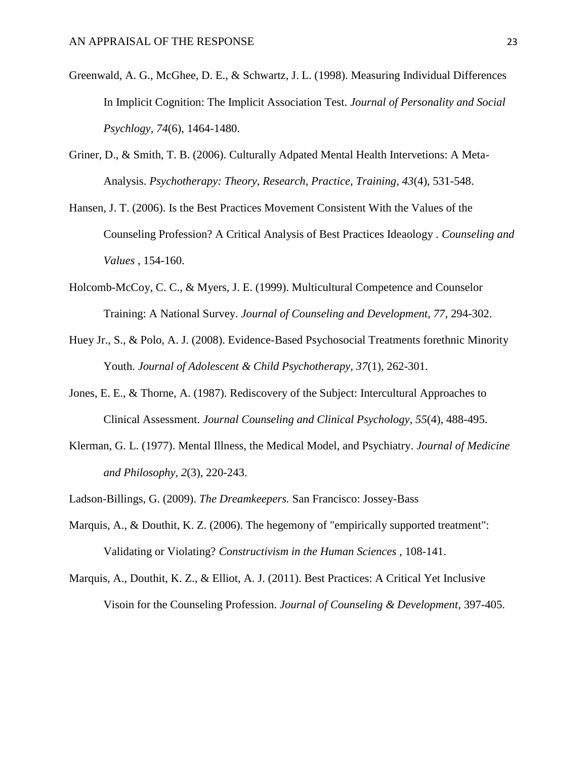Greenwald, A. G., McGhee, D. E., & Schwartz, J. L. (1998). Measuring Individual Differences In Implicit Cognition: The Implicit Association Test. *Journal of Personality and Social Psychlogy*, *74*(6), 1464-1480.

Griner, D., & Smith, T. B. (2006). Culturally Adpated Mental Health Intervetions: A Meta-Analysis. *Psychotherapy: Theory, Research, Practice, Training, 43*(4), 531-548.

Hansen, J. T. (2006). Is the Best Practices Movement Consistent With the Values of the Counseling Profession? A Critical Analysis of Best Practices Ideaology . *Counseling and Values* , 154-160.

Holcomb-McCoy, C. C., & Myers, J. E. (1999). Multicultural Competence and Counselor Training: A National Survey. *Journal of Counseling and Development, 77*, 294-302.

Huey Jr., S., & Polo, A. J. (2008). Evidence-Based Psychosocial Treatments forethnic Minority Youth. *Journal of Adolescent & Child Psychotherapy*, *37*(1), 262-301.

Jones, E. E., & Thorne, A. (1987). Rediscovery of the Subject: Intercultural Approaches to Clinical Assessment. *Journal Counseling and Clinical Psychology*, *55*(4), 488-495.

Klerman, G. L. (1977). Mental Illness, the Medical Model, and Psychiatry. *Journal of Medicine and Philosophy*, *2*(3), 220-243.

Ladson-Billings, G. (2009). *The Dreamkeepers.* San Francisco: Jossey-Bass

Marquis, A., & Douthit, K. Z. (2006). The hegemony of "empirically supported treatment": Validating or Violating? *Constructivism in the Human Sciences* , 108-141.

Marquis, A., Douthit, K. Z., & Elliot, A. J. (2011). Best Practices: A Critical Yet Inclusive Visoin for the Counseling Profession. *Journal of Counseling & Development*, 397-405.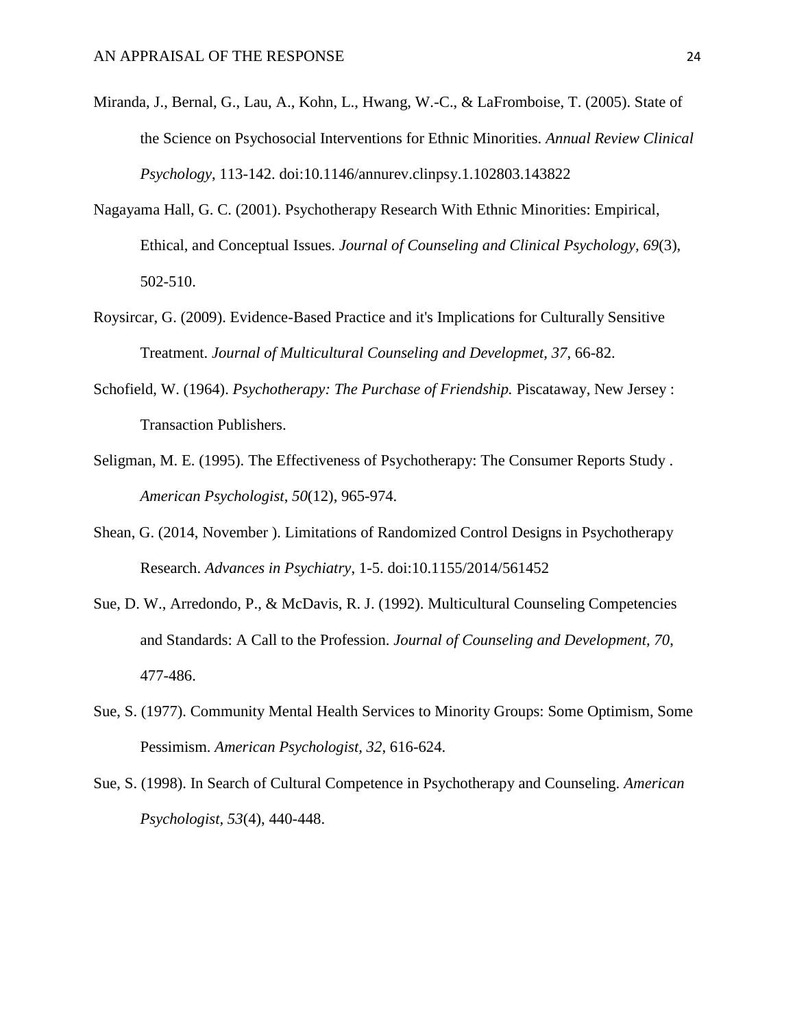Miranda, J., Bernal, G., Lau, A., Kohn, L., Hwang, W.-C., & LaFromboise, T. (2005). State of the Science on Psychosocial Interventions for Ethnic Minorities. *Annual Review Clinical Psychology*, 113-142. doi:10.1146/annurev.clinpsy.1.102803.143822

Nagayama Hall, G. C. (2001). Psychotherapy Research With Ethnic Minorities: Empirical, Ethical, and Conceptual Issues. *Journal of Counseling and Clinical Psychology, 69*(3), 502-510.

Roysircar, G. (2009). Evidence-Based Practice and it's Implications for Culturally Sensitive Treatment. *Journal of Multicultural Counseling and Developmet, 37*, 66-82.

Schofield, W. (1964). *Psychotherapy: The Purchase of Friendship.* Piscataway, New Jersey : Transaction Publishers.

Seligman, M. E. (1995). The Effectiveness of Psychotherapy: The Consumer Reports Study . *American Psychologist, 50*(12), 965-974.

Shean, G. (2014, November ). Limitations of Randomized Control Designs in Psychotherapy Research. *Advances in Psychiatry*, 1-5. doi:10.1155/2014/561452

Sue, D. W., Arredondo, P., & McDavis, R. J. (1992). Multicultural Counseling Competencies and Standards: A Call to the Profession. *Journal of Counseling and Development, 70*, 477-486.

Sue, S. (1977). Community Mental Health Services to Minority Groups: Some Optimism, Some Pessimism. *American Psychologist, 32*, 616-624.

Sue, S. (1998). In Search of Cultural Competence in Psychotherapy and Counseling. *American Psychologist, 53*(4), 440-448.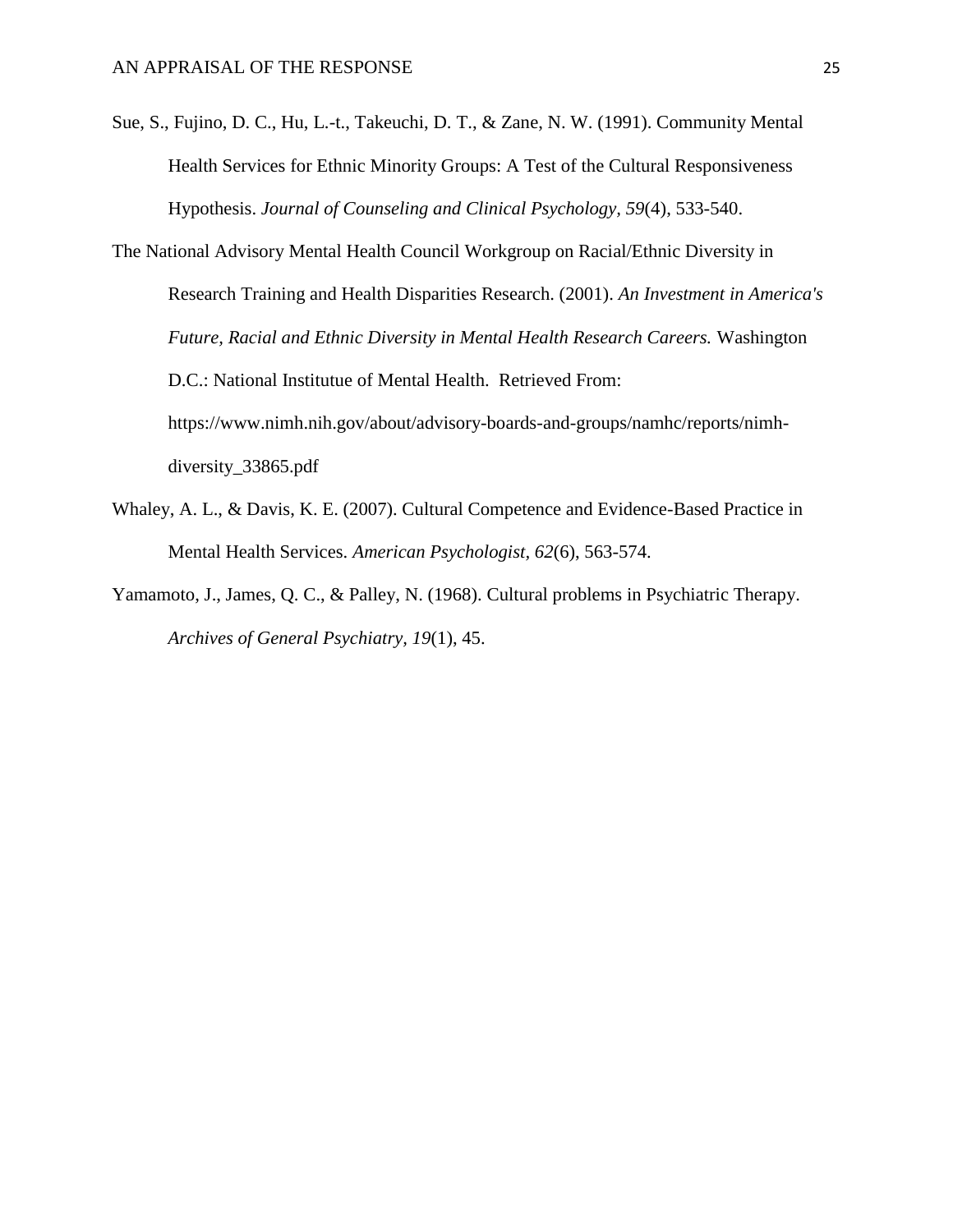Sue, S., Fujino, D. C., Hu, L.-t., Takeuchi, D. T., & Zane, N. W. (1991). Community Mental Health Services for Ethnic Minority Groups: A Test of the Cultural Responsiveness Hypothesis. *Journal of Counseling and Clinical Psychology, 59*(4), 533-540.

The National Advisory Mental Health Council Workgroup on Racial/Ethnic Diversity in Research Training and Health Disparities Research. (2001). *An Investment in America's Future, Racial and Ethnic Diversity in Mental Health Research Careers.* Washington D.C.: National Institutue of Mental Health. Retrieved From: https://www.nimh.nih.gov/about/advisory-boards-and-groups/namhc/reports/nimh-diversity_33865.pdf

Whaley, A. L., & Davis, K. E. (2007). Cultural Competence and Evidence-Based Practice in Mental Health Services. *American Psychologist, 62*(6), 563-574.

Yamamoto, J., James, Q. C., & Palley, N. (1968). Cultural problems in Psychiatric Therapy. *Archives of General Psychiatry, 19*(1), 45.